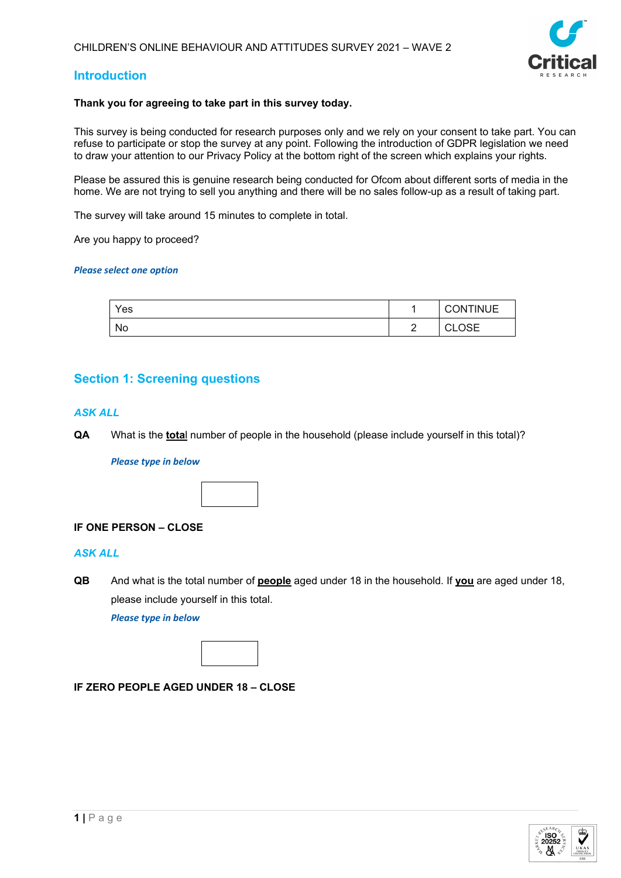CHILDREN'S ONLINE BEHAVIOUR AND ATTITUDES SURVEY 2021 – WAVE 2

## Introduction

**Thank you for agreeing to take part in this survey today.**

This survey is being conducted for research purposes only and we rely on your consent to take part. You can refuse to participate or stop the survey at any point. Following the introduction of GDPR legislation we need to draw your attention to our Privacy Policy at the bottom right of the screen which explains your rights.

Please be assured this is genuine research being conducted for Ofcom about different sorts of media in the home. We are not trying to sell you anything and there will be no sales follow-up as a result of taking part.

The survey will take around 15 minutes to complete in total.

Are you happy to proceed?

***Please select one option***

| | | |
|---|---|---|
| Yes | 1 | CONTINUE |
| No | 2 | CLOSE |

## Section 1: Screening questions

***ASK ALL***

**QA** What is the **total** number of people in the household (please include yourself in this total)?

***Please type in below***

[ ]

**IF ONE PERSON – CLOSE**

***ASK ALL***

**QB** And what is the total number of **people** aged under 18 in the household. If **you** are aged under 18, please include yourself in this total.

***Please type in below***

[ ]

**IF ZERO PEOPLE AGED UNDER 18 – CLOSE**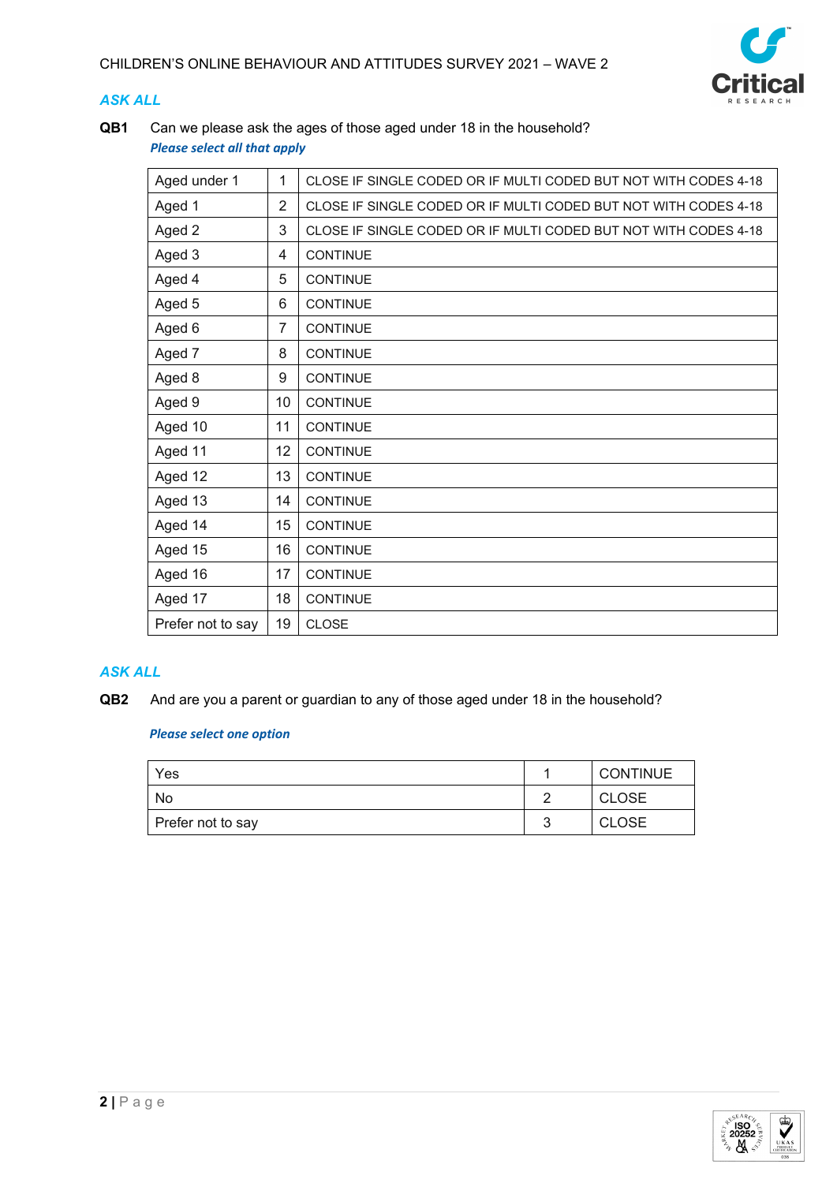*ASK ALL*

**QB1** Can we please ask the ages of those aged under 18 in the household?

***Please select all that apply***

| | | |
|---|---|---|
| Aged under 1 | 1 | CLOSE IF SINGLE CODED OR IF MULTI CODED BUT NOT WITH CODES 4-18 |
| Aged 1 | 2 | CLOSE IF SINGLE CODED OR IF MULTI CODED BUT NOT WITH CODES 4-18 |
| Aged 2 | 3 | CLOSE IF SINGLE CODED OR IF MULTI CODED BUT NOT WITH CODES 4-18 |
| Aged 3 | 4 | CONTINUE |
| Aged 4 | 5 | CONTINUE |
| Aged 5 | 6 | CONTINUE |
| Aged 6 | 7 | CONTINUE |
| Aged 7 | 8 | CONTINUE |
| Aged 8 | 9 | CONTINUE |
| Aged 9 | 10 | CONTINUE |
| Aged 10 | 11 | CONTINUE |
| Aged 11 | 12 | CONTINUE |
| Aged 12 | 13 | CONTINUE |
| Aged 13 | 14 | CONTINUE |
| Aged 14 | 15 | CONTINUE |
| Aged 15 | 16 | CONTINUE |
| Aged 16 | 17 | CONTINUE |
| Aged 17 | 18 | CONTINUE |
| Prefer not to say | 19 | CLOSE |

*ASK ALL*

**QB2** And are you a parent or guardian to any of those aged under 18 in the household?

***Please select one option***

| | | |
|---|---|---|
| Yes | 1 | CONTINUE |
| No | 2 | CLOSE |
| Prefer not to say | 3 | CLOSE |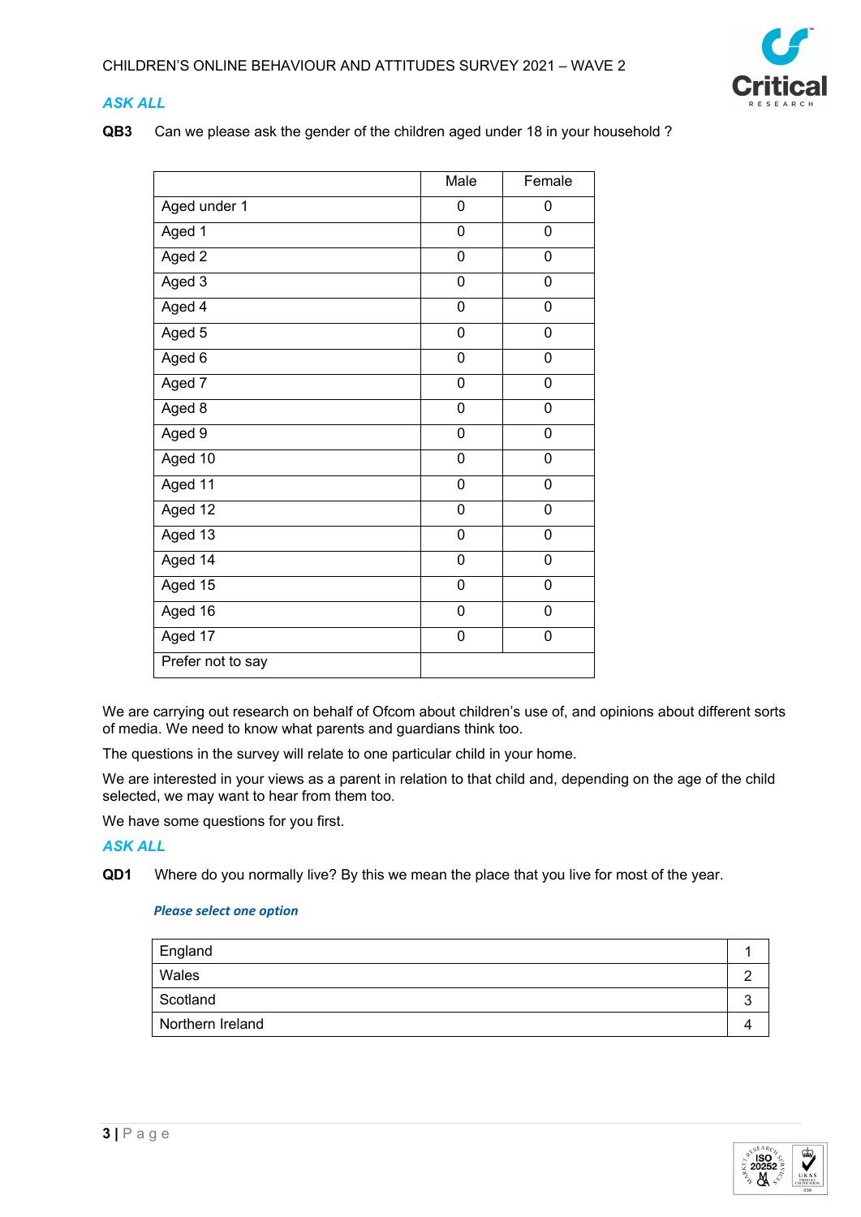*ASK ALL*

**QB3** Can we please ask the gender of the children aged under 18 in your household ?

| | Male | Female |
|---|---|---|
| Aged under 1 | 0 | 0 |
| Aged 1 | 0 | 0 |
| Aged 2 | 0 | 0 |
| Aged 3 | 0 | 0 |
| Aged 4 | 0 | 0 |
| Aged 5 | 0 | 0 |
| Aged 6 | 0 | 0 |
| Aged 7 | 0 | 0 |
| Aged 8 | 0 | 0 |
| Aged 9 | 0 | 0 |
| Aged 10 | 0 | 0 |
| Aged 11 | 0 | 0 |
| Aged 12 | 0 | 0 |
| Aged 13 | 0 | 0 |
| Aged 14 | 0 | 0 |
| Aged 15 | 0 | 0 |
| Aged 16 | 0 | 0 |
| Aged 17 | 0 | 0 |
| Prefer not to say | | |

We are carrying out research on behalf of Ofcom about children's use of, and opinions about different sorts of media. We need to know what parents and guardians think too.

The questions in the survey will relate to one particular child in your home.

We are interested in your views as a parent in relation to that child and, depending on the age of the child selected, we may want to hear from them too.

We have some questions for you first.

*ASK ALL*

**QD1** Where do you normally live? By this we mean the place that you live for most of the year.

*Please select one option*

| | |
|---|---|
| England | 1 |
| Wales | 2 |
| Scotland | 3 |
| Northern Ireland | 4 |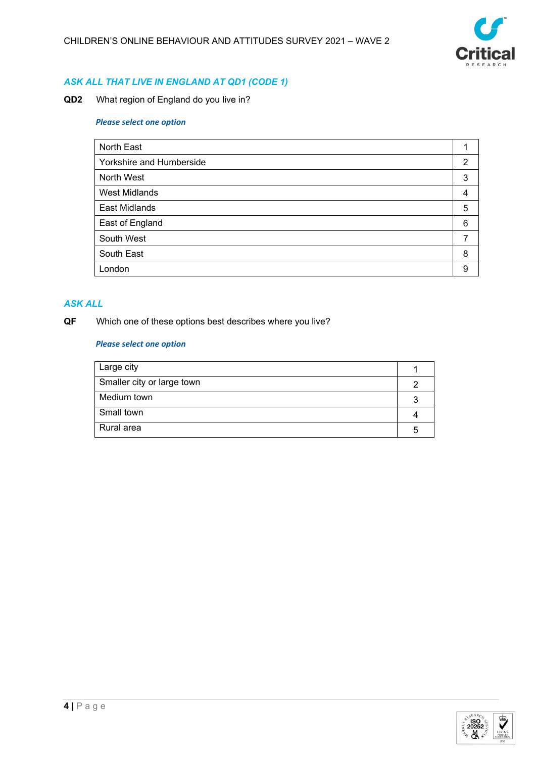*ASK ALL THAT LIVE IN ENGLAND AT QD1 (CODE 1)*

**QD2** What region of England do you live in?

***Please select one option***

| | |
|---|---|
| North East | 1 |
| Yorkshire and Humberside | 2 |
| North West | 3 |
| West Midlands | 4 |
| East Midlands | 5 |
| East of England | 6 |
| South West | 7 |
| South East | 8 |
| London | 9 |

*ASK ALL*

**QF** Which one of these options best describes where you live?

***Please select one option***

| | |
|---|---|
| Large city | 1 |
| Smaller city or large town | 2 |
| Medium town | 3 |
| Small town | 4 |
| Rural area | 5 |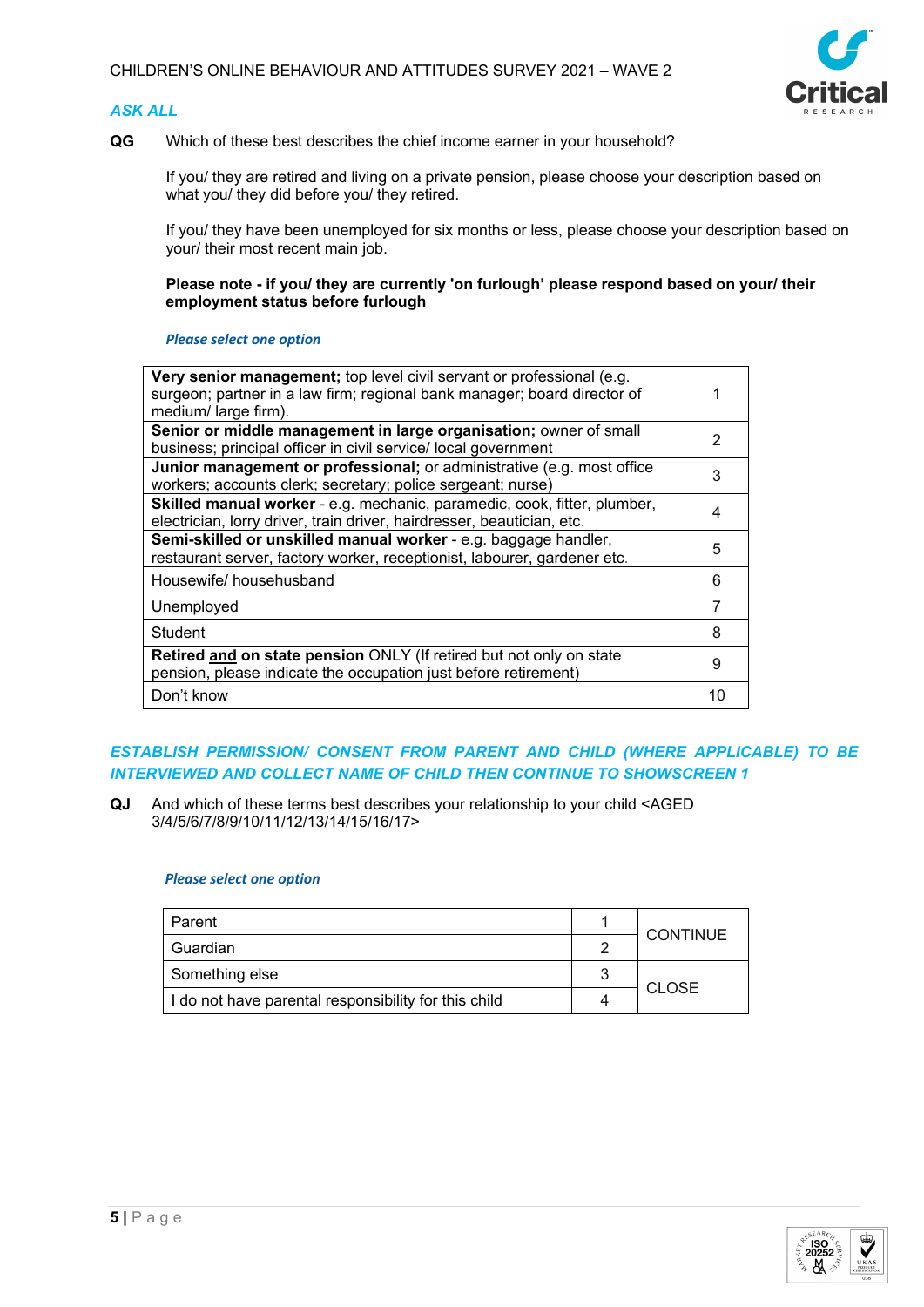*ASK ALL*

**QG** Which of these best describes the chief income earner in your household?

If you/ they are retired and living on a private pension, please choose your description based on what you/ they did before you/ they retired.

If you/ they have been unemployed for six months or less, please choose your description based on your/ their most recent main job.

**Please note - if you/ they are currently 'on furlough' please respond based on your/ their employment status before furlough**

***Please select one option***

| | |
|---|---|
| **Very senior management;** top level civil servant or professional (e.g. surgeon; partner in a law firm; regional bank manager; board director of medium/ large firm). | 1 |
| **Senior or middle management in large organisation;** owner of small business; principal officer in civil service/ local government | 2 |
| **Junior management or professional;** or administrative (e.g. most office workers; accounts clerk; secretary; police sergeant; nurse) | 3 |
| **Skilled manual worker** - e.g. mechanic, paramedic, cook, fitter, plumber, electrician, lorry driver, train driver, hairdresser, beautician, etc. | 4 |
| **Semi-skilled or unskilled manual worker** - e.g. baggage handler, restaurant server, factory worker, receptionist, labourer, gardener etc. | 5 |
| Housewife/ househusband | 6 |
| Unemployed | 7 |
| Student | 8 |
| **Retired and on state pension** ONLY (If retired but not only on state pension, please indicate the occupation just before retirement) | 9 |
| Don't know | 10 |

*ESTABLISH PERMISSION/ CONSENT FROM PARENT AND CHILD (WHERE APPLICABLE) TO BE INTERVIEWED AND COLLECT NAME OF CHILD THEN CONTINUE TO SHOWSCREEN 1*

**QJ** And which of these terms best describes your relationship to your child <AGED 3/4/5/6/7/8/9/10/11/12/13/14/15/16/17>

***Please select one option***

| | | |
|---|---|---|
| Parent | 1 | CONTINUE |
| Guardian | 2 | |
| Something else | 3 | CLOSE |
| I do not have parental responsibility for this child | 4 | |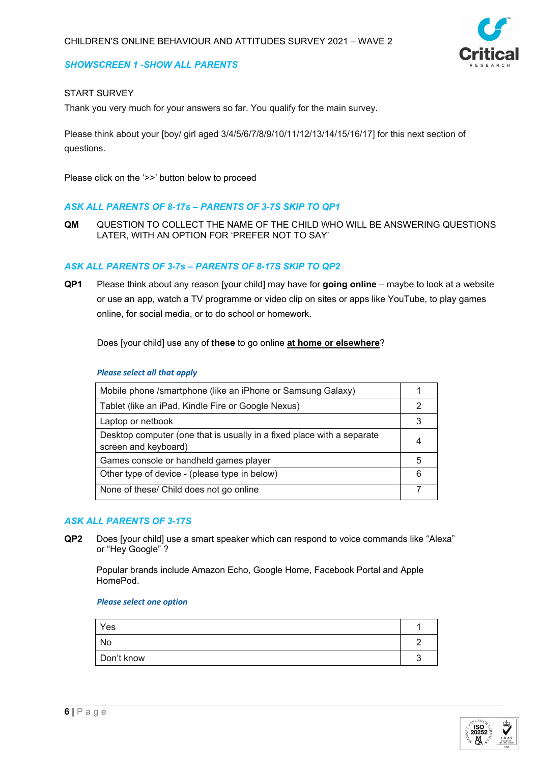CHILDREN'S ONLINE BEHAVIOUR AND ATTITUDES SURVEY 2021 – WAVE 2

***SHOWSCREEN 1 -SHOW ALL PARENTS***

START SURVEY

Thank you very much for your answers so far. You qualify for the main survey.

Please think about your [boy/ girl aged 3/4/5/6/7/8/9/10/11/12/13/14/15/16/17] for this next section of questions.

Please click on the '>>' button below to proceed

***ASK ALL PARENTS OF 8-17s – PARENTS OF 3-7S SKIP TO QP1***

**QM** QUESTION TO COLLECT THE NAME OF THE CHILD WHO WILL BE ANSWERING QUESTIONS LATER, WITH AN OPTION FOR 'PREFER NOT TO SAY'

***ASK ALL PARENTS OF 3-7s – PARENTS OF 8-17S SKIP TO QP2***

**QP1** Please think about any reason [your child] may have for **going online** – maybe to look at a website or use an app, watch a TV programme or video clip on sites or apps like YouTube, to play games online, for social media, or to do school or homework.

Does [your child] use any of **these** to go online **at home or elsewhere**?

***Please select all that apply***

| | |
|---|---|
| Mobile phone /smartphone (like an iPhone or Samsung Galaxy) | 1 |
| Tablet (like an iPad, Kindle Fire or Google Nexus) | 2 |
| Laptop or netbook | 3 |
| Desktop computer (one that is usually in a fixed place with a separate screen and keyboard) | 4 |
| Games console or handheld games player | 5 |
| Other type of device - (please type in below) | 6 |
| None of these/ Child does not go online | 7 |

***ASK ALL PARENTS OF 3-17S***

**QP2** Does [your child] use a smart speaker which can respond to voice commands like "Alexa" or "Hey Google" ?

Popular brands include Amazon Echo, Google Home, Facebook Portal and Apple HomePod.

***Please select one option***

| | |
|---|---|
| Yes | 1 |
| No | 2 |
| Don't know | 3 |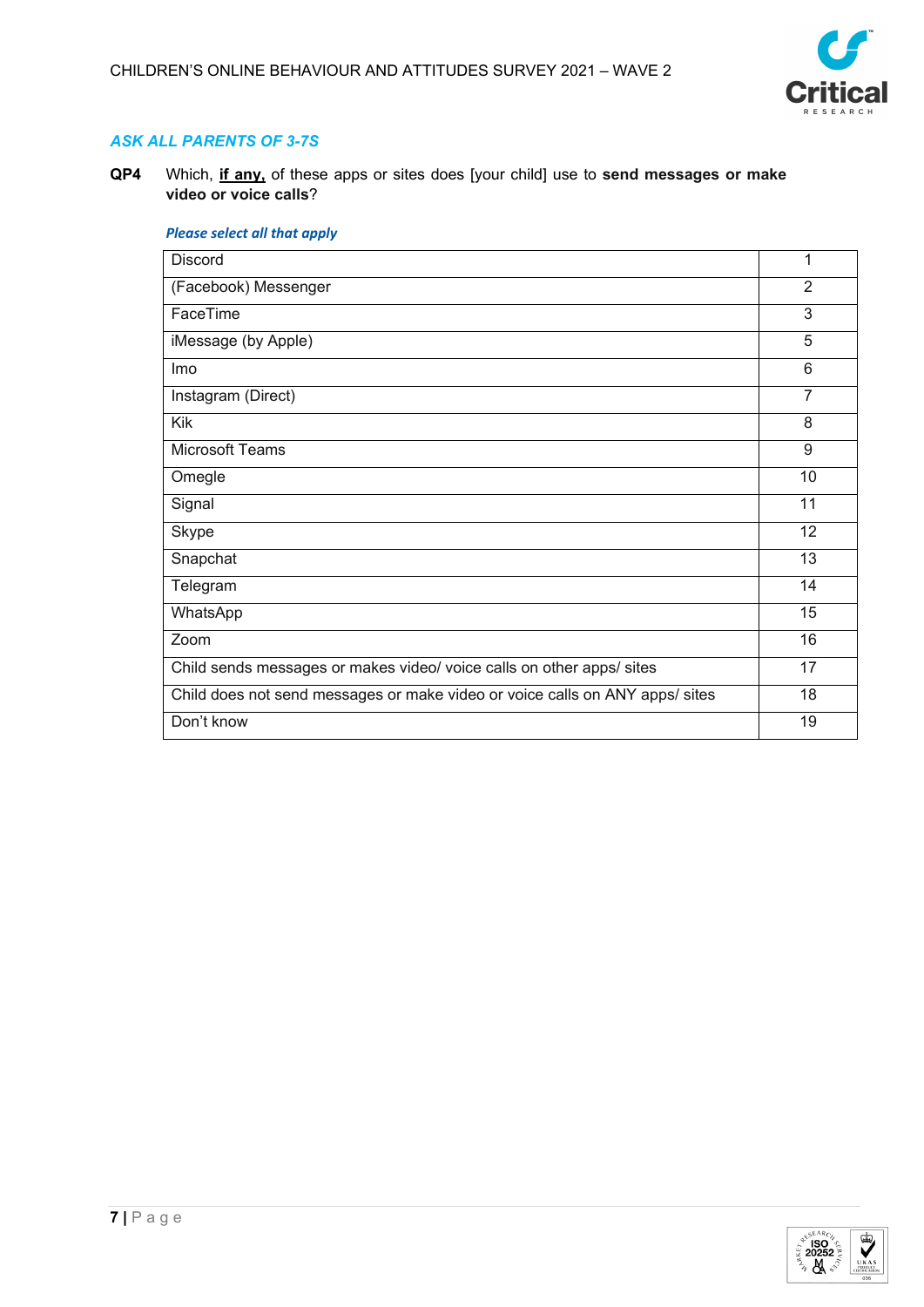*ASK ALL PARENTS OF 3-7S*

**QP4** Which, **if any,** of these apps or sites does [your child] use to **send messages or make video or voice calls**?

*Please select all that apply*

| | |
|---|---|
| Discord | 1 |
| (Facebook) Messenger | 2 |
| FaceTime | 3 |
| iMessage (by Apple) | 5 |
| Imo | 6 |
| Instagram (Direct) | 7 |
| Kik | 8 |
| Microsoft Teams | 9 |
| Omegle | 10 |
| Signal | 11 |
| Skype | 12 |
| Snapchat | 13 |
| Telegram | 14 |
| WhatsApp | 15 |
| Zoom | 16 |
| Child sends messages or makes video/ voice calls on other apps/ sites | 17 |
| Child does not send messages or make video or voice calls on ANY apps/ sites | 18 |
| Don't know | 19 |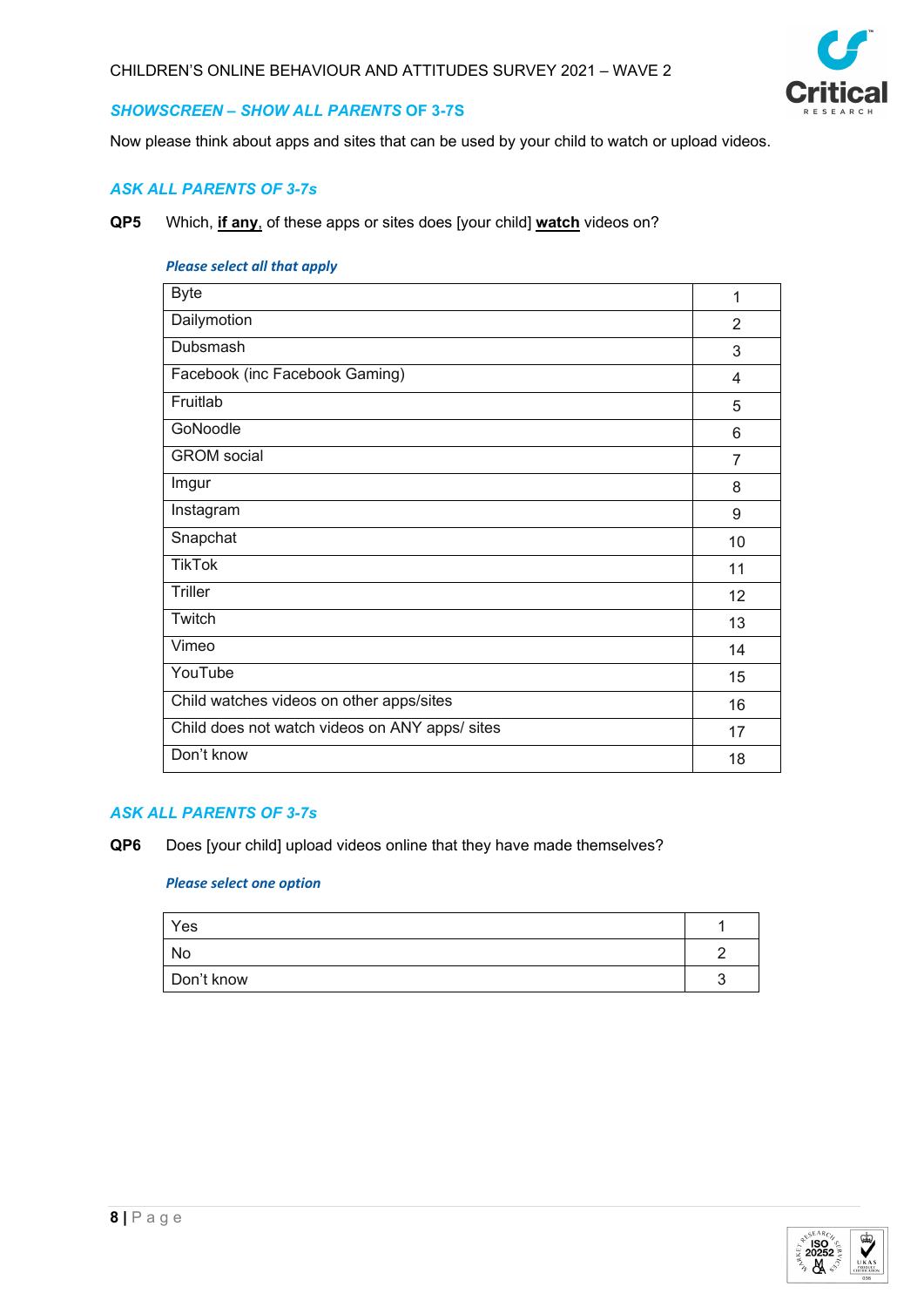***SHOWSCREEN – SHOW ALL PARENTS* OF 3-7S**

Now please think about apps and sites that can be used by your child to watch or upload videos.

***ASK ALL PARENTS OF 3-7s***

**QP5** Which, **if any**, of these apps or sites does [your child] **watch** videos on?

***Please select all that apply***

| | |
|---|---|
| Byte | 1 |
| Dailymotion | 2 |
| Dubsmash | 3 |
| Facebook (inc Facebook Gaming) | 4 |
| Fruitlab | 5 |
| GoNoodle | 6 |
| GROM social | 7 |
| Imgur | 8 |
| Instagram | 9 |
| Snapchat | 10 |
| TikTok | 11 |
| Triller | 12 |
| Twitch | 13 |
| Vimeo | 14 |
| YouTube | 15 |
| Child watches videos on other apps/sites | 16 |
| Child does not watch videos on ANY apps/ sites | 17 |
| Don't know | 18 |

***ASK ALL PARENTS OF 3-7s***

**QP6** Does [your child] upload videos online that they have made themselves?

***Please select one option***

| | |
|---|---|
| Yes | 1 |
| No | 2 |
| Don't know | 3 |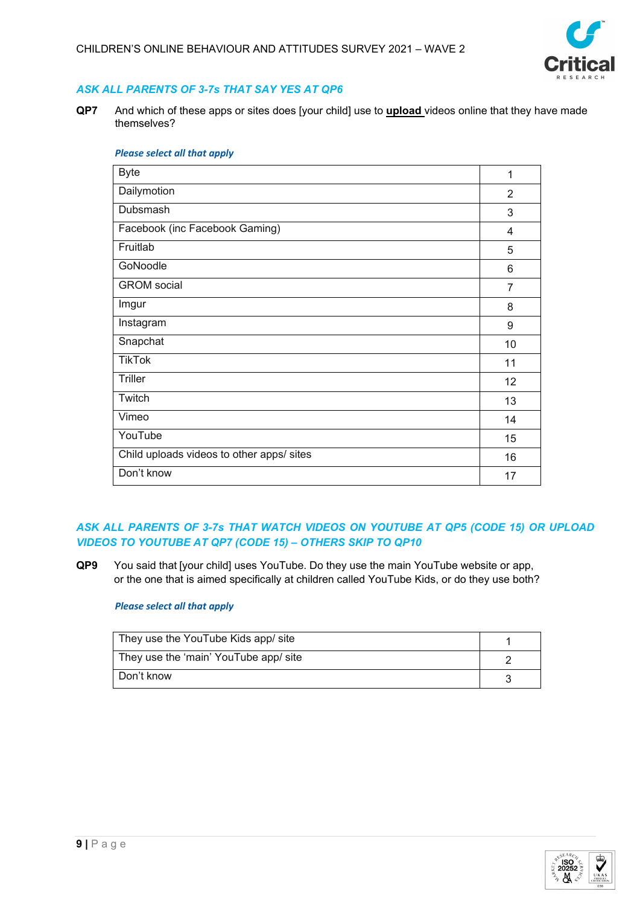***ASK ALL PARENTS OF 3-7s THAT SAY YES AT QP6***

**QP7** And which of these apps or sites does [your child] use to **upload** videos online that they have made themselves?

***Please select all that apply***

| | |
|---|---|
| Byte | 1 |
| Dailymotion | 2 |
| Dubsmash | 3 |
| Facebook (inc Facebook Gaming) | 4 |
| Fruitlab | 5 |
| GoNoodle | 6 |
| GROM social | 7 |
| Imgur | 8 |
| Instagram | 9 |
| Snapchat | 10 |
| TikTok | 11 |
| Triller | 12 |
| Twitch | 13 |
| Vimeo | 14 |
| YouTube | 15 |
| Child uploads videos to other apps/ sites | 16 |
| Don't know | 17 |

***ASK ALL PARENTS OF 3-7s THAT WATCH VIDEOS ON YOUTUBE AT QP5 (CODE 15) OR UPLOAD VIDEOS TO YOUTUBE AT QP7 (CODE 15) – OTHERS SKIP TO QP10***

**QP9** You said that [your child] uses YouTube. Do they use the main YouTube website or app, or the one that is aimed specifically at children called YouTube Kids, or do they use both?

***Please select all that apply***

| | |
|---|---|
| They use the YouTube Kids app/ site | 1 |
| They use the 'main' YouTube app/ site | 2 |
| Don't know | 3 |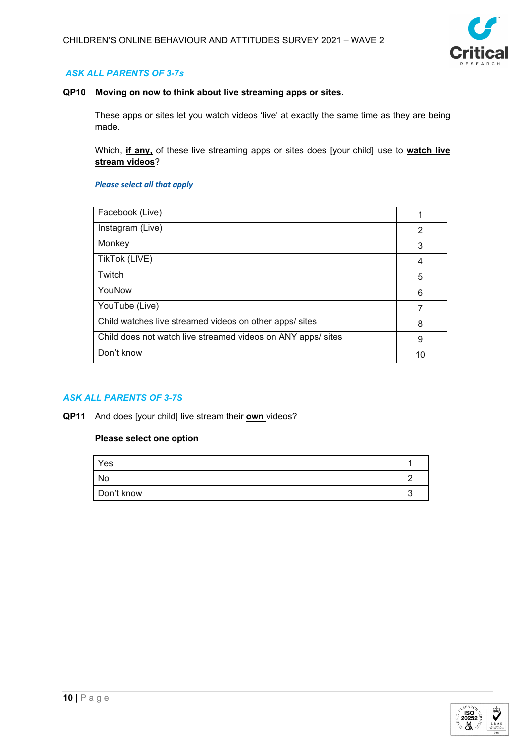*ASK ALL PARENTS OF 3-7s*

**QP10 Moving on now to think about live streaming apps or sites.**

These apps or sites let you watch videos <u>'live'</u> at exactly the same time as they are being made.

Which, **<u>if any,</u>** of these live streaming apps or sites does [your child] use to **<u>watch live stream videos</u>**?

***Please select all that apply***

| | |
|---|---|
| Facebook (Live) | 1 |
| Instagram (Live) | 2 |
| Monkey | 3 |
| TikTok (LIVE) | 4 |
| Twitch | 5 |
| YouNow | 6 |
| YouTube (Live) | 7 |
| Child watches live streamed videos on other apps/ sites | 8 |
| Child does not watch live streamed videos on ANY apps/ sites | 9 |
| Don't know | 10 |

*ASK ALL PARENTS OF 3-7S*

**QP11** And does [your child] live stream their **<u>own</u>** videos?

**Please select one option**

| | |
|---|---|
| Yes | 1 |
| No | 2 |
| Don't know | 3 |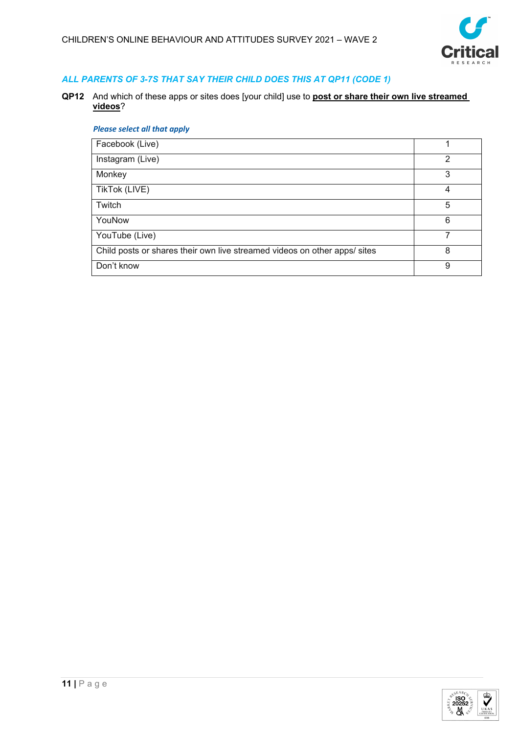*ALL PARENTS OF 3-7S THAT SAY THEIR CHILD DOES THIS AT QP11 (CODE 1)*

**QP12** And which of these apps or sites does [your child] use to **post or share their own live streamed videos**?

***Please select all that apply***

| | |
|---|---|
| Facebook (Live) | 1 |
| Instagram (Live) | 2 |
| Monkey | 3 |
| TikTok (LIVE) | 4 |
| Twitch | 5 |
| YouNow | 6 |
| YouTube (Live) | 7 |
| Child posts or shares their own live streamed videos on other apps/ sites | 8 |
| Don't know | 9 |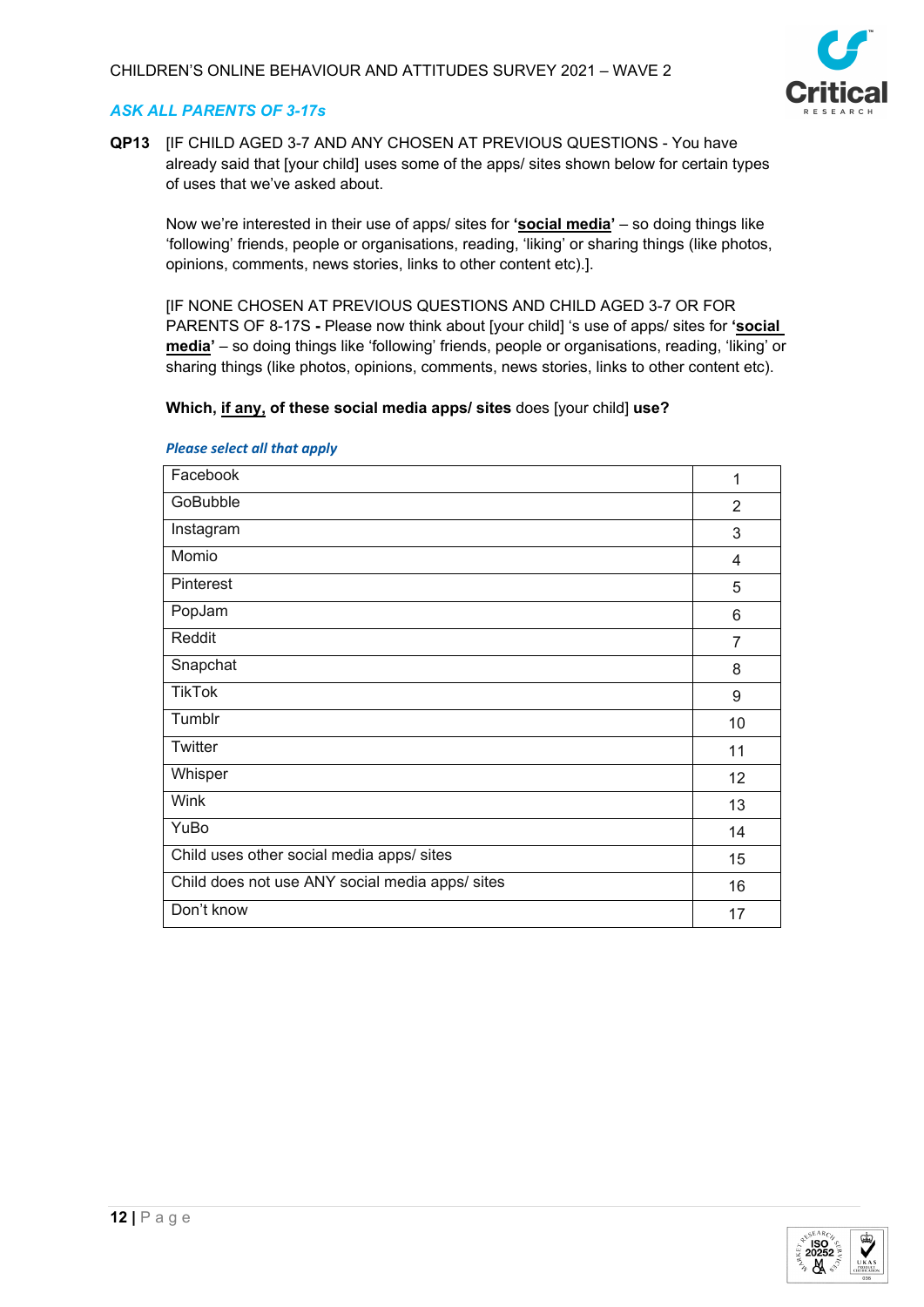*ASK ALL PARENTS OF 3-17s*

**QP13** [IF CHILD AGED 3-7 AND ANY CHOSEN AT PREVIOUS QUESTIONS - You have already said that [your child] uses some of the apps/ sites shown below for certain types of uses that we've asked about.

Now we're interested in their use of apps/ sites for **'social media'** – so doing things like 'following' friends, people or organisations, reading, 'liking' or sharing things (like photos, opinions, comments, news stories, links to other content etc).].

[IF NONE CHOSEN AT PREVIOUS QUESTIONS AND CHILD AGED 3-7 OR FOR PARENTS OF 8-17S **-** Please now think about [your child] 's use of apps/ sites for **'social media'** – so doing things like 'following' friends, people or organisations, reading, 'liking' or sharing things (like photos, opinions, comments, news stories, links to other content etc).

**Which, if any, of these social media apps/ sites** does [your child] **use?**

*Please select all that apply*

| | |
|---|---|
| Facebook | 1 |
| GoBubble | 2 |
| Instagram | 3 |
| Momio | 4 |
| Pinterest | 5 |
| PopJam | 6 |
| Reddit | 7 |
| Snapchat | 8 |
| TikTok | 9 |
| Tumblr | 10 |
| Twitter | 11 |
| Whisper | 12 |
| Wink | 13 |
| YuBo | 14 |
| Child uses other social media apps/ sites | 15 |
| Child does not use ANY social media apps/ sites | 16 |
| Don't know | 17 |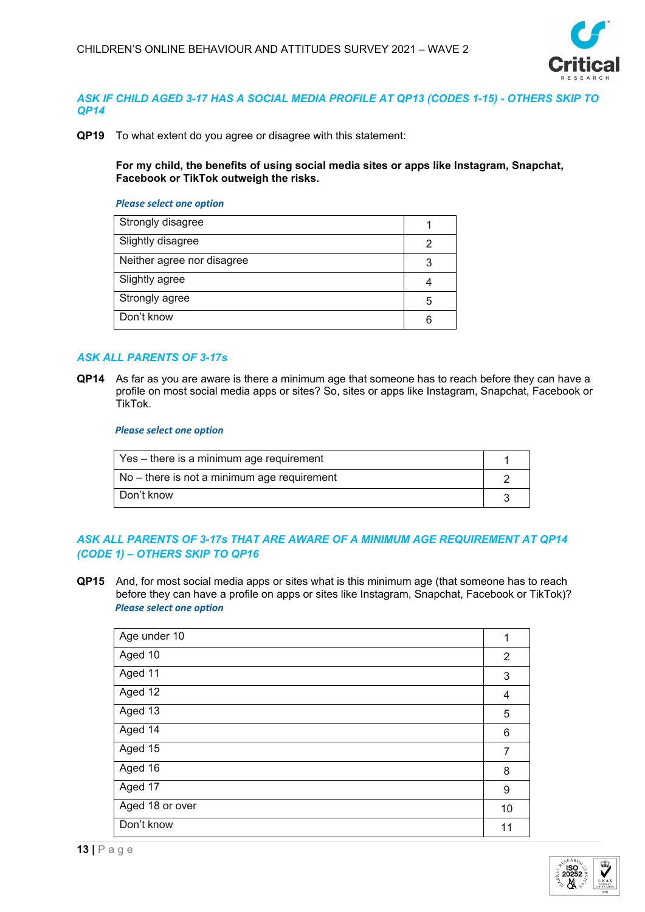*ASK IF CHILD AGED 3-17 HAS A SOCIAL MEDIA PROFILE AT QP13 (CODES 1-15) - OTHERS SKIP TO QP14*

**QP19** To what extent do you agree or disagree with this statement:

**For my child, the benefits of using social media sites or apps like Instagram, Snapchat, Facebook or TikTok outweigh the risks.**

*Please select one option*

| | |
|---|---|
| Strongly disagree | 1 |
| Slightly disagree | 2 |
| Neither agree nor disagree | 3 |
| Slightly agree | 4 |
| Strongly agree | 5 |
| Don't know | 6 |

*ASK ALL PARENTS OF 3-17s*

**QP14** As far as you are aware is there a minimum age that someone has to reach before they can have a profile on most social media apps or sites? So, sites or apps like Instagram, Snapchat, Facebook or TikTok.

*Please select one option*

| | |
|---|---|
| Yes – there is a minimum age requirement | 1 |
| No – there is not a minimum age requirement | 2 |
| Don't know | 3 |

*ASK ALL PARENTS OF 3-17s THAT ARE AWARE OF A MINIMUM AGE REQUIREMENT AT QP14 (CODE 1) – OTHERS SKIP TO QP16*

**QP15** And, for most social media apps or sites what is this minimum age (that someone has to reach before they can have a profile on apps or sites like Instagram, Snapchat, Facebook or TikTok)?
*Please select one option*

| | |
|---|---|
| Age under 10 | 1 |
| Aged 10 | 2 |
| Aged 11 | 3 |
| Aged 12 | 4 |
| Aged 13 | 5 |
| Aged 14 | 6 |
| Aged 15 | 7 |
| Aged 16 | 8 |
| Aged 17 | 9 |
| Aged 18 or over | 10 |
| Don't know | 11 |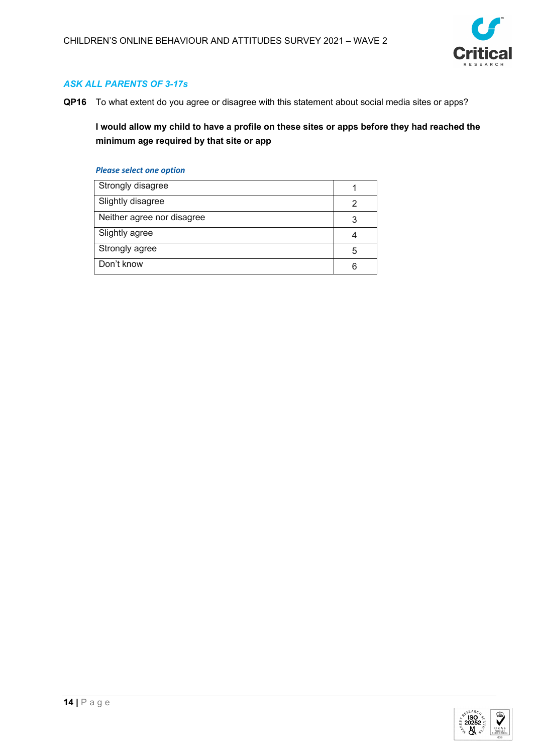*ASK ALL PARENTS OF 3-17s*

**QP16** To what extent do you agree or disagree with this statement about social media sites or apps?

**I would allow my child to have a profile on these sites or apps before they had reached the minimum age required by that site or app**

*Please select one option*

| | |
|---|---|
| Strongly disagree | 1 |
| Slightly disagree | 2 |
| Neither agree nor disagree | 3 |
| Slightly agree | 4 |
| Strongly agree | 5 |
| Don't know | 6 |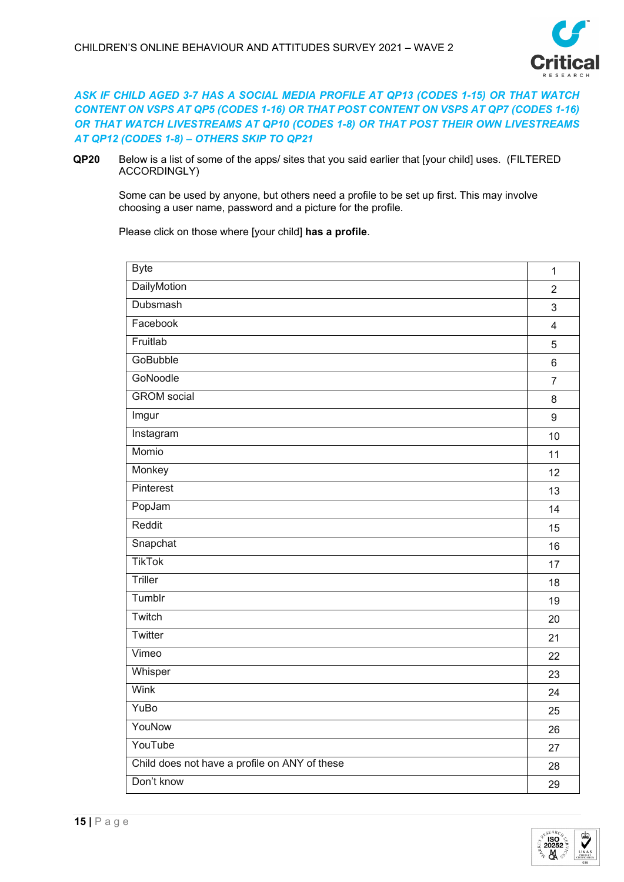*ASK IF CHILD AGED 3-7 HAS A SOCIAL MEDIA PROFILE AT QP13 (CODES 1-15) OR THAT WATCH CONTENT ON VSPS AT QP5 (CODES 1-16) OR THAT POST CONTENT ON VSPS AT QP7 (CODES 1-16) OR THAT WATCH LIVESTREAMS AT QP10 (CODES 1-8) OR THAT POST THEIR OWN LIVESTREAMS AT QP12 (CODES 1-8) – OTHERS SKIP TO QP21*

**QP20** Below is a list of some of the apps/ sites that you said earlier that [your child] uses. (FILTERED ACCORDINGLY)

Some can be used by anyone, but others need a profile to be set up first. This may involve choosing a user name, password and a picture for the profile.

Please click on those where [your child] **has a profile**.

| | |
|---|---|
| Byte | 1 |
| DailyMotion | 2 |
| Dubsmash | 3 |
| Facebook | 4 |
| Fruitlab | 5 |
| GoBubble | 6 |
| GoNoodle | 7 |
| GROM social | 8 |
| Imgur | 9 |
| Instagram | 10 |
| Momio | 11 |
| Monkey | 12 |
| Pinterest | 13 |
| PopJam | 14 |
| Reddit | 15 |
| Snapchat | 16 |
| TikTok | 17 |
| Triller | 18 |
| Tumblr | 19 |
| Twitch | 20 |
| Twitter | 21 |
| Vimeo | 22 |
| Whisper | 23 |
| Wink | 24 |
| YuBo | 25 |
| YouNow | 26 |
| YouTube | 27 |
| Child does not have a profile on ANY of these | 28 |
| Don't know | 29 |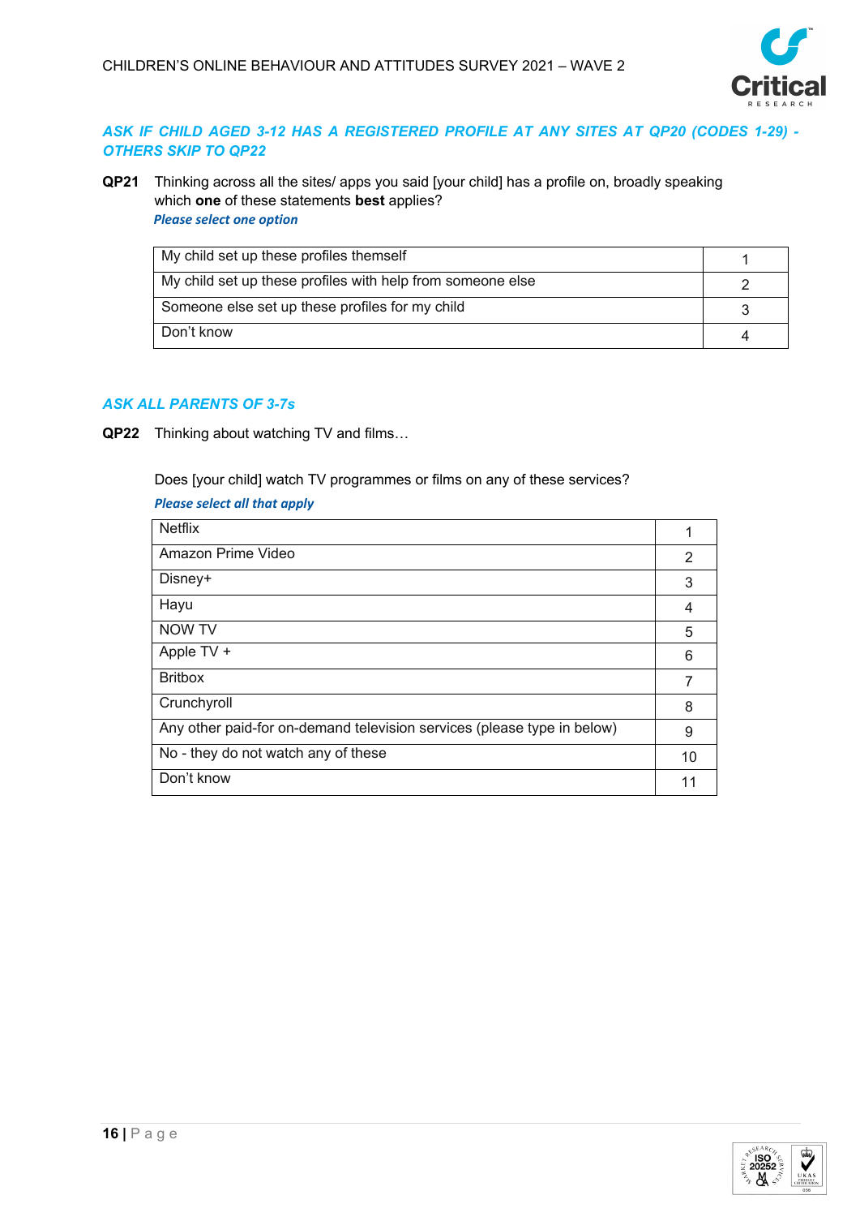*ASK IF CHILD AGED 3-12 HAS A REGISTERED PROFILE AT ANY SITES AT QP20 (CODES 1-29) - OTHERS SKIP TO QP22*

**QP21** Thinking across all the sites/ apps you said [your child] has a profile on, broadly speaking which **one** of these statements **best** applies?

*Please select one option*

| | |
|---|---|
| My child set up these profiles themself | 1 |
| My child set up these profiles with help from someone else | 2 |
| Someone else set up these profiles for my child | 3 |
| Don't know | 4 |

*ASK ALL PARENTS OF 3-7s*

**QP22** Thinking about watching TV and films…

Does [your child] watch TV programmes or films on any of these services?

*Please select all that apply*

| | |
|---|---|
| Netflix | 1 |
| Amazon Prime Video | 2 |
| Disney+ | 3 |
| Hayu | 4 |
| NOW TV | 5 |
| Apple TV + | 6 |
| Britbox | 7 |
| Crunchyroll | 8 |
| Any other paid-for on-demand television services (please type in below) | 9 |
| No - they do not watch any of these | 10 |
| Don't know | 11 |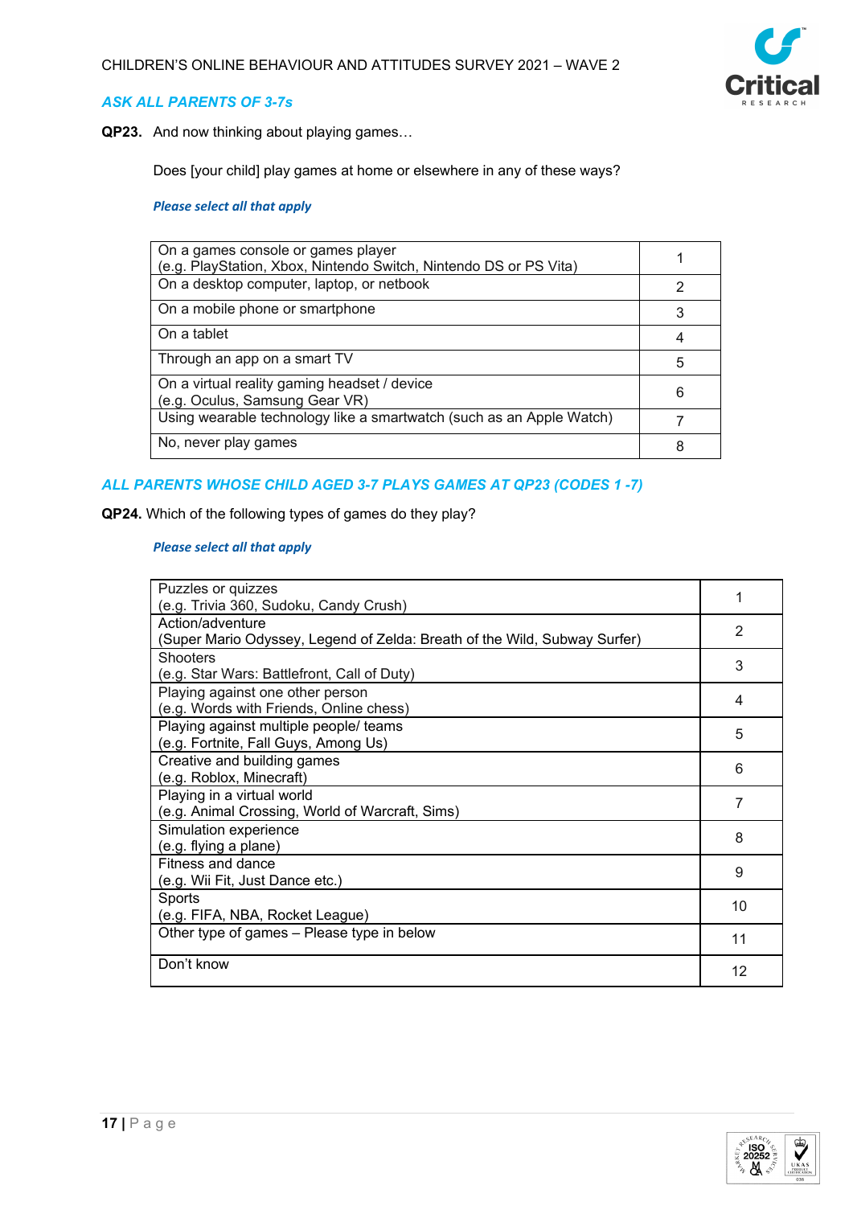***ASK ALL PARENTS OF 3-7s***

**QP23.** And now thinking about playing games…

Does [your child] play games at home or elsewhere in any of these ways?

***Please select all that apply***

| | |
|---|---|
| On a games console or games player (e.g. PlayStation, Xbox, Nintendo Switch, Nintendo DS or PS Vita) | 1 |
| On a desktop computer, laptop, or netbook | 2 |
| On a mobile phone or smartphone | 3 |
| On a tablet | 4 |
| Through an app on a smart TV | 5 |
| On a virtual reality gaming headset / device (e.g. Oculus, Samsung Gear VR) | 6 |
| Using wearable technology like a smartwatch (such as an Apple Watch) | 7 |
| No, never play games | 8 |

***ALL PARENTS WHOSE CHILD AGED 3-7 PLAYS GAMES AT QP23 (CODES 1 -7)***

**QP24.** Which of the following types of games do they play?

***Please select all that apply***

| | |
|---|---|
| Puzzles or quizzes (e.g. Trivia 360, Sudoku, Candy Crush) | 1 |
| Action/adventure (Super Mario Odyssey, Legend of Zelda: Breath of the Wild, Subway Surfer) | 2 |
| Shooters (e.g. Star Wars: Battlefront, Call of Duty) | 3 |
| Playing against one other person (e.g. Words with Friends, Online chess) | 4 |
| Playing against multiple people/ teams (e.g. Fortnite, Fall Guys, Among Us) | 5 |
| Creative and building games (e.g. Roblox, Minecraft) | 6 |
| Playing in a virtual world (e.g. Animal Crossing, World of Warcraft, Sims) | 7 |
| Simulation experience (e.g. flying a plane) | 8 |
| Fitness and dance (e.g. Wii Fit, Just Dance etc.) | 9 |
| Sports (e.g. FIFA, NBA, Rocket League) | 10 |
| Other type of games – Please type in below | 11 |
| Don't know | 12 |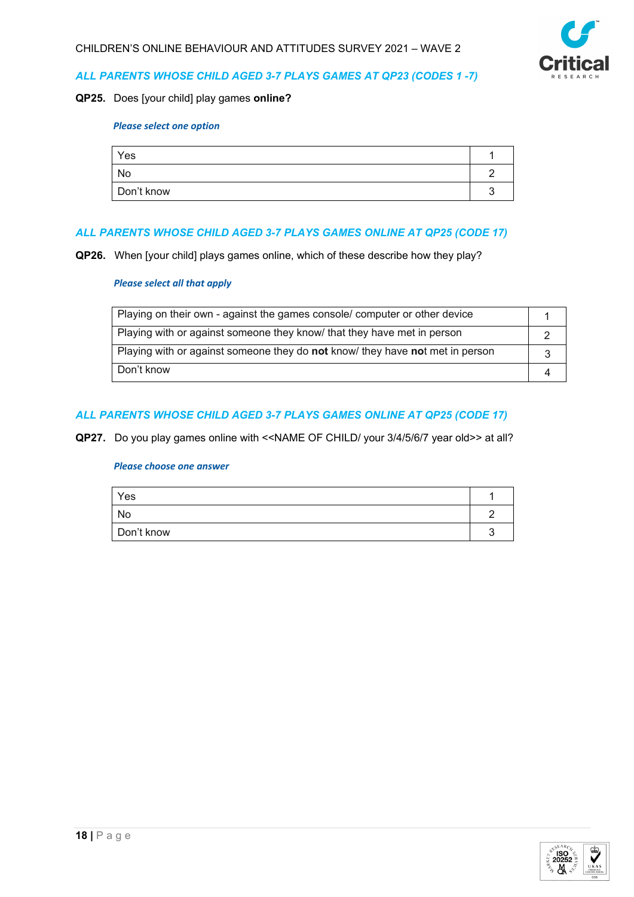*ALL PARENTS WHOSE CHILD AGED 3-7 PLAYS GAMES AT QP23 (CODES 1 -7)*

**QP25.** Does [your child] play games **online?**

*Please select one option*

| | |
|---|---|
| Yes | 1 |
| No | 2 |
| Don't know | 3 |

*ALL PARENTS WHOSE CHILD AGED 3-7 PLAYS GAMES ONLINE AT QP25 (CODE 17)*

**QP26.** When [your child] plays games online, which of these describe how they play?

*Please select all that apply*

| | |
|---|---|
| Playing on their own - against the games console/ computer or other device | 1 |
| Playing with or against someone they know/ that they have met in person | 2 |
| Playing with or against someone they do **not** know/ they have **not** met in person | 3 |
| Don't know | 4 |

*ALL PARENTS WHOSE CHILD AGED 3-7 PLAYS GAMES ONLINE AT QP25 (CODE 17)*

**QP27.** Do you play games online with <<NAME OF CHILD/ your 3/4/5/6/7 year old>> at all?

*Please choose one answer*

| | |
|---|---|
| Yes | 1 |
| No | 2 |
| Don't know | 3 |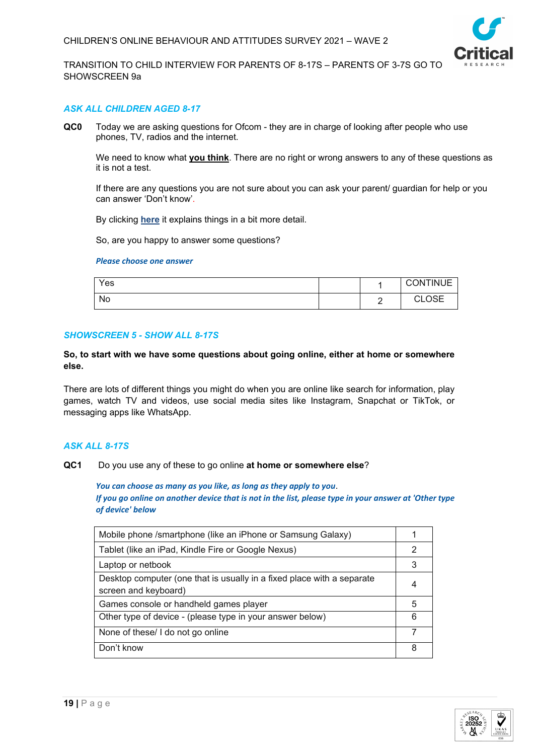TRANSITION TO CHILD INTERVIEW FOR PARENTS OF 8-17S – PARENTS OF 3-7S GO TO SHOWSCREEN 9a

*ASK ALL CHILDREN AGED 8-17*

**QC0** Today we are asking questions for Ofcom - they are in charge of looking after people who use phones, TV, radios and the internet.

We need to know what **you think**. There are no right or wrong answers to any of these questions as it is not a test.

If there are any questions you are not sure about you can ask your parent/ guardian for help or you can answer 'Don't know'.

By clicking **here** it explains things in a bit more detail.

So, are you happy to answer some questions?

*Please choose one answer*

| | | | |
|---|---|---|---|
| Yes | | 1 | CONTINUE |
| No | | 2 | CLOSE |

*SHOWSCREEN 5 - SHOW ALL 8-17S*

**So, to start with we have some questions about going online, either at home or somewhere else.**

There are lots of different things you might do when you are online like search for information, play games, watch TV and videos, use social media sites like Instagram, Snapchat or TikTok, or messaging apps like WhatsApp.

*ASK ALL 8-17S*

**QC1** Do you use any of these to go online **at home or somewhere else**?

*You can choose as many as you like, as long as they apply to you.*
*If you go online on another device that is not in the list, please type in your answer at 'Other type of device' below*

| | |
|---|---|
| Mobile phone /smartphone (like an iPhone or Samsung Galaxy) | 1 |
| Tablet (like an iPad, Kindle Fire or Google Nexus) | 2 |
| Laptop or netbook | 3 |
| Desktop computer (one that is usually in a fixed place with a separate screen and keyboard) | 4 |
| Games console or handheld games player | 5 |
| Other type of device - (please type in your answer below) | 6 |
| None of these/ I do not go online | 7 |
| Don't know | 8 |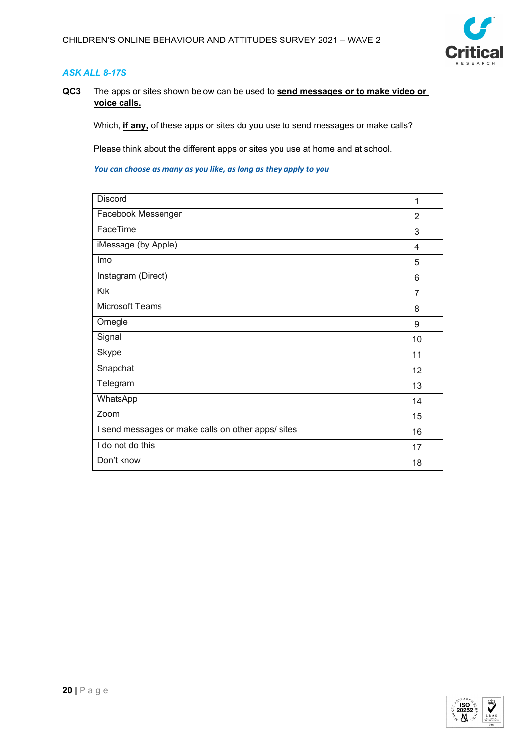*ASK ALL 8-17S*

**QC3** The apps or sites shown below can be used to **send messages or to make video or voice calls.**

Which, **if any,** of these apps or sites do you use to send messages or make calls?

Please think about the different apps or sites you use at home and at school.

*You can choose as many as you like, as long as they apply to you*

| | |
|---|---|
| Discord | 1 |
| Facebook Messenger | 2 |
| FaceTime | 3 |
| iMessage (by Apple) | 4 |
| Imo | 5 |
| Instagram (Direct) | 6 |
| Kik | 7 |
| Microsoft Teams | 8 |
| Omegle | 9 |
| Signal | 10 |
| Skype | 11 |
| Snapchat | 12 |
| Telegram | 13 |
| WhatsApp | 14 |
| Zoom | 15 |
| I send messages or make calls on other apps/ sites | 16 |
| I do not do this | 17 |
| Don't know | 18 |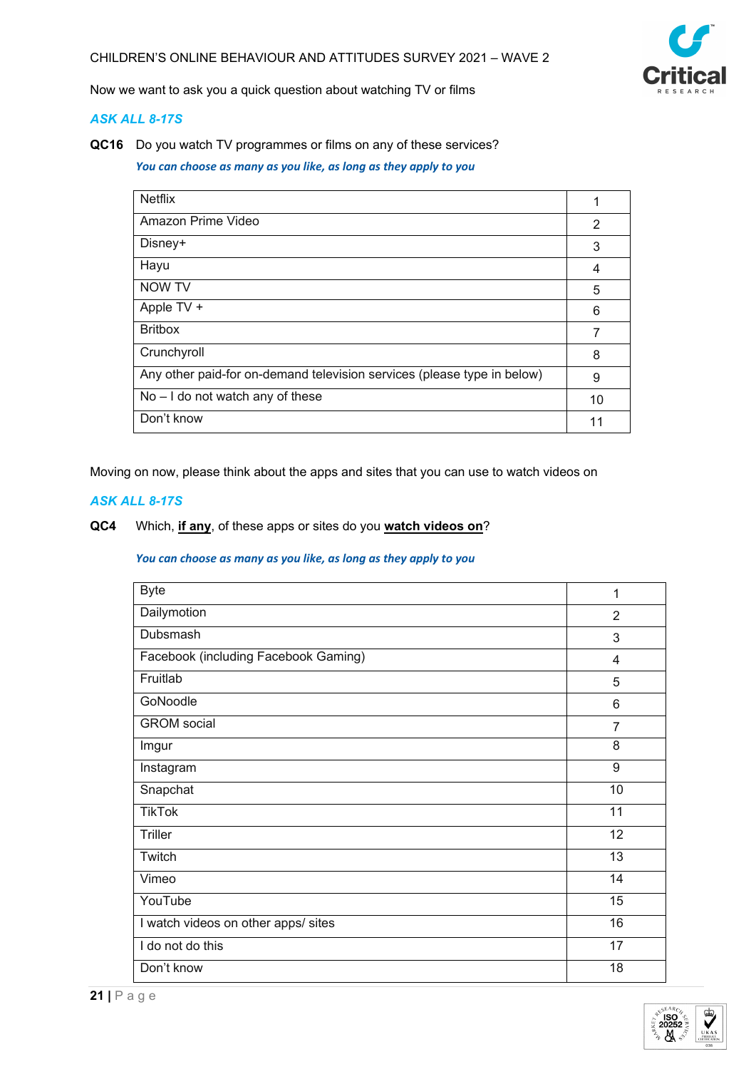Now we want to ask you a quick question about watching TV or films

*ASK ALL 8-17S*

**QC16** Do you watch TV programmes or films on any of these services?

*You can choose as many as you like, as long as they apply to you*

| | |
|---|---|
| Netflix | 1 |
| Amazon Prime Video | 2 |
| Disney+ | 3 |
| Hayu | 4 |
| NOW TV | 5 |
| Apple TV + | 6 |
| Britbox | 7 |
| Crunchyroll | 8 |
| Any other paid-for on-demand television services (please type in below) | 9 |
| No – I do not watch any of these | 10 |
| Don't know | 11 |

Moving on now, please think about the apps and sites that you can use to watch videos on

*ASK ALL 8-17S*

**QC4** Which, **if any**, of these apps or sites do you **watch videos on**?

*You can choose as many as you like, as long as they apply to you*

| | |
|---|---|
| Byte | 1 |
| Dailymotion | 2 |
| Dubsmash | 3 |
| Facebook (including Facebook Gaming) | 4 |
| Fruitlab | 5 |
| GoNoodle | 6 |
| GROM social | 7 |
| Imgur | 8 |
| Instagram | 9 |
| Snapchat | 10 |
| TikTok | 11 |
| Triller | 12 |
| Twitch | 13 |
| Vimeo | 14 |
| YouTube | 15 |
| I watch videos on other apps/ sites | 16 |
| I do not do this | 17 |
| Don't know | 18 |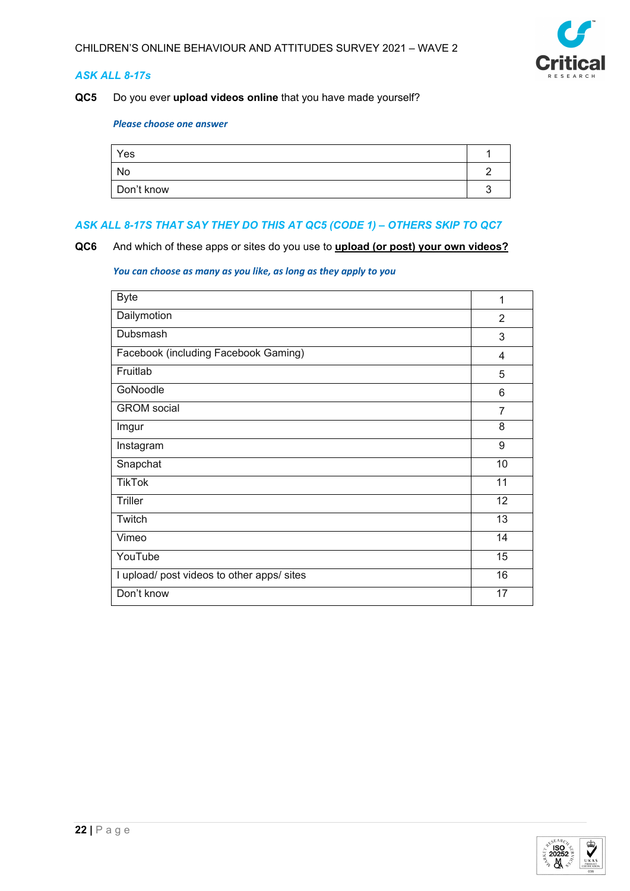*ASK ALL 8-17s*

**QC5** Do you ever **upload videos online** that you have made yourself?

*Please choose one answer*

| | |
|---|---|
| Yes | 1 |
| No | 2 |
| Don't know | 3 |

*ASK ALL 8-17S THAT SAY THEY DO THIS AT QC5 (CODE 1) – OTHERS SKIP TO QC7*

**QC6** And which of these apps or sites do you use to **upload (or post) your own videos?**

*You can choose as many as you like, as long as they apply to you*

| | |
|---|---|
| Byte | 1 |
| Dailymotion | 2 |
| Dubsmash | 3 |
| Facebook (including Facebook Gaming) | 4 |
| Fruitlab | 5 |
| GoNoodle | 6 |
| GROM social | 7 |
| Imgur | 8 |
| Instagram | 9 |
| Snapchat | 10 |
| TikTok | 11 |
| Triller | 12 |
| Twitch | 13 |
| Vimeo | 14 |
| YouTube | 15 |
| I upload/ post videos to other apps/ sites | 16 |
| Don't know | 17 |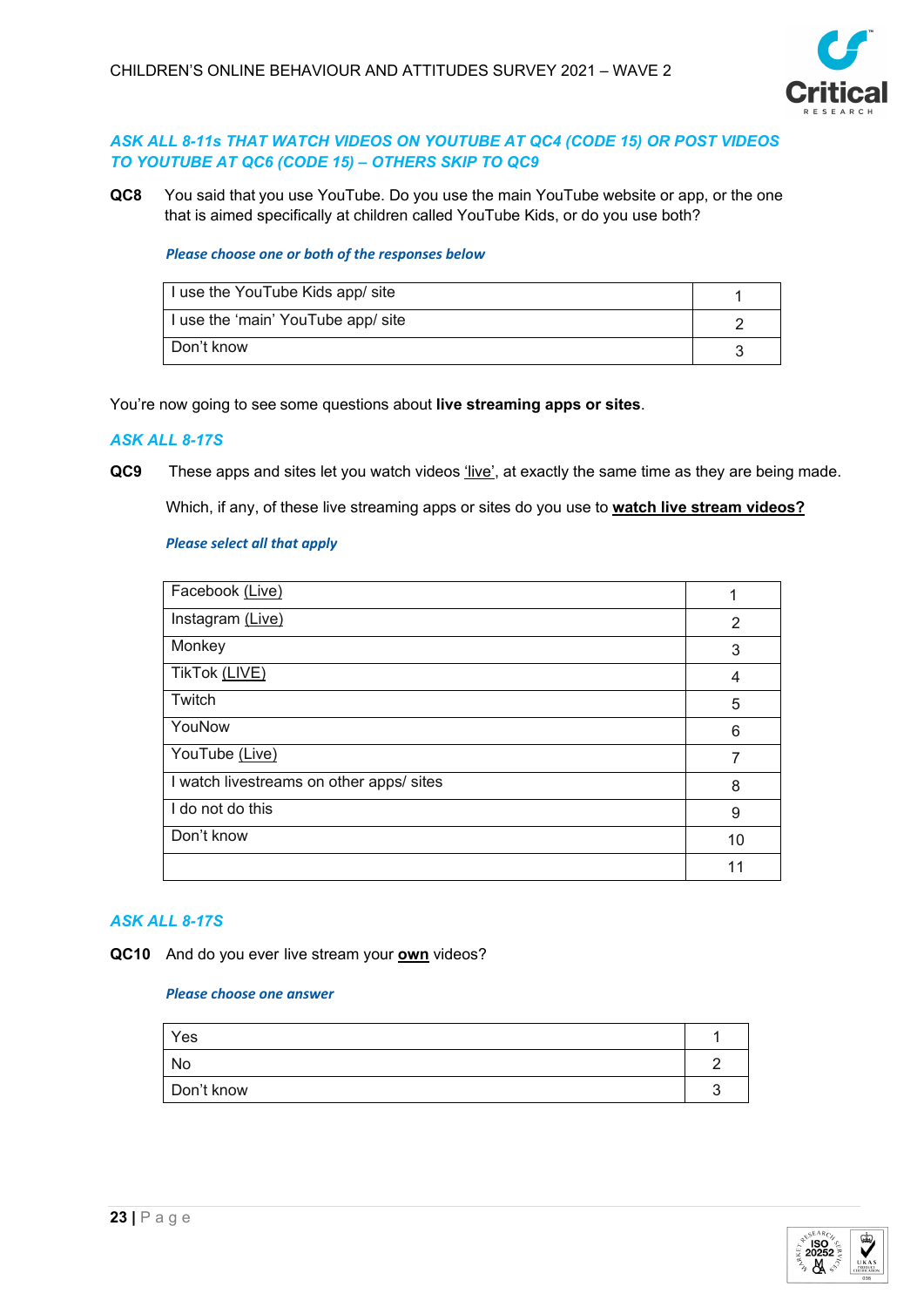*ASK ALL 8-11s THAT WATCH VIDEOS ON YOUTUBE AT QC4 (CODE 15) OR POST VIDEOS TO YOUTUBE AT QC6 (CODE 15) – OTHERS SKIP TO QC9*

**QC8** You said that you use YouTube. Do you use the main YouTube website or app, or the one that is aimed specifically at children called YouTube Kids, or do you use both?

***Please choose one or both of the responses below***

| | |
|---|---|
| I use the YouTube Kids app/ site | 1 |
| I use the 'main' YouTube app/ site | 2 |
| Don't know | 3 |

You're now going to see some questions about **live streaming apps or sites**.

*ASK ALL 8-17S*

**QC9** These apps and sites let you watch videos 'live', at exactly the same time as they are being made.

Which, if any, of these live streaming apps or sites do you use to **watch live stream videos?**

***Please select all that apply***

| | |
|---|---|
| Facebook (Live) | 1 |
| Instagram (Live) | 2 |
| Monkey | 3 |
| TikTok (LIVE) | 4 |
| Twitch | 5 |
| YouNow | 6 |
| YouTube (Live) | 7 |
| I watch livestreams on other apps/ sites | 8 |
| I do not do this | 9 |
| Don't know | 10 |
| | 11 |

*ASK ALL 8-17S*

**QC10** And do you ever live stream your **own** videos?

***Please choose one answer***

| | |
|---|---|
| Yes | 1 |
| No | 2 |
| Don't know | 3 |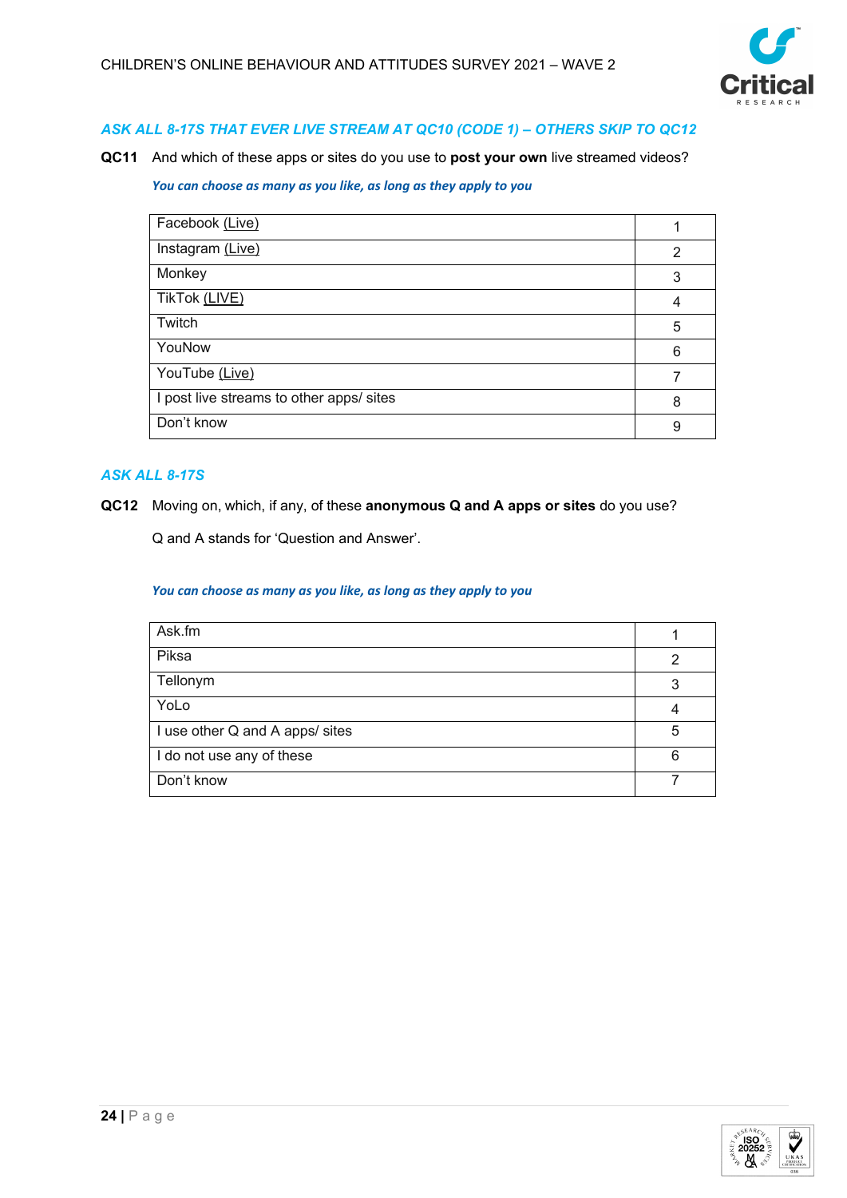*ASK ALL 8-17S THAT EVER LIVE STREAM AT QC10 (CODE 1) – OTHERS SKIP TO QC12*

**QC11** And which of these apps or sites do you use to **post your own** live streamed videos?

*You can choose as many as you like, as long as they apply to you*

| | |
|---|---|
| Facebook (Live) | 1 |
| Instagram (Live) | 2 |
| Monkey | 3 |
| TikTok (LIVE) | 4 |
| Twitch | 5 |
| YouNow | 6 |
| YouTube (Live) | 7 |
| I post live streams to other apps/ sites | 8 |
| Don't know | 9 |

*ASK ALL 8-17S*

**QC12** Moving on, which, if any, of these **anonymous Q and A apps or sites** do you use?

Q and A stands for 'Question and Answer'.

*You can choose as many as you like, as long as they apply to you*

| | |
|---|---|
| Ask.fm | 1 |
| Piksa | 2 |
| Tellonym | 3 |
| YoLo | 4 |
| I use other Q and A apps/ sites | 5 |
| I do not use any of these | 6 |
| Don't know | 7 |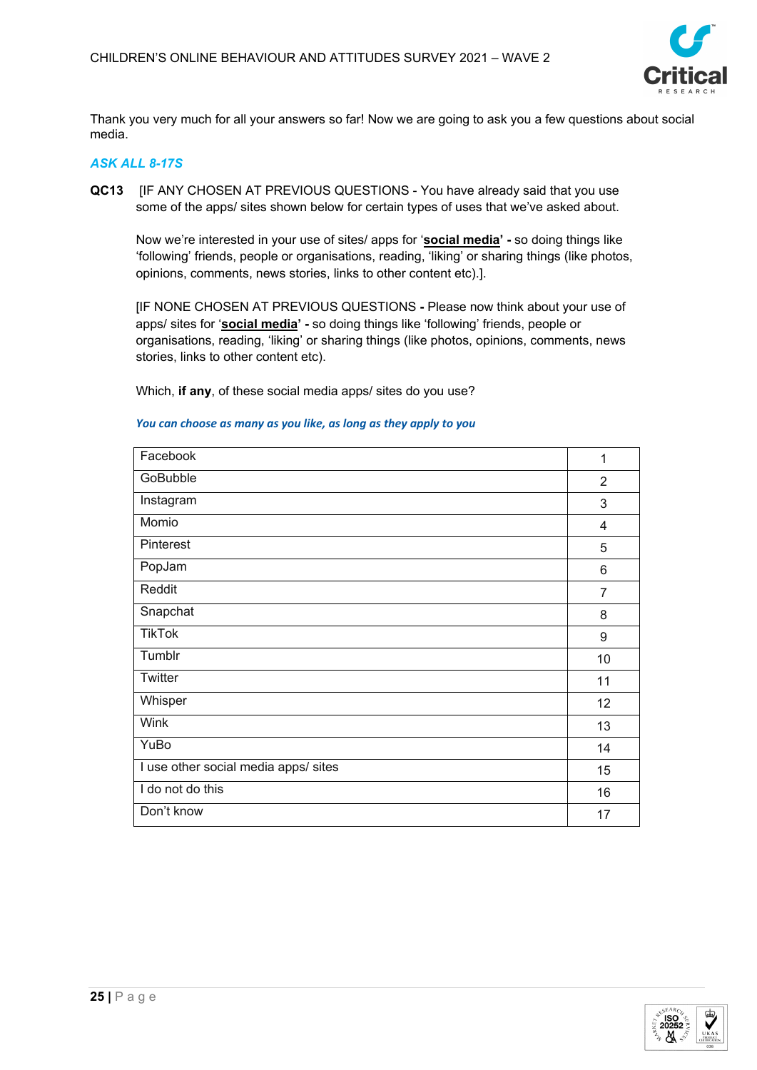Thank you very much for all your answers so far! Now we are going to ask you a few questions about social media.

*ASK ALL 8-17S*

**QC13** [IF ANY CHOSEN AT PREVIOUS QUESTIONS - You have already said that you use some of the apps/ sites shown below for certain types of uses that we've asked about.

Now we're interested in your use of sites/ apps for '**social media**' **-** so doing things like 'following' friends, people or organisations, reading, 'liking' or sharing things (like photos, opinions, comments, news stories, links to other content etc).].

[IF NONE CHOSEN AT PREVIOUS QUESTIONS **-** Please now think about your use of apps/ sites for '**social media**' **-** so doing things like 'following' friends, people or organisations, reading, 'liking' or sharing things (like photos, opinions, comments, news stories, links to other content etc).

Which, **if any**, of these social media apps/ sites do you use?

***You can choose as many as you like, as long as they apply to you***

| | |
|---|---|
| Facebook | 1 |
| GoBubble | 2 |
| Instagram | 3 |
| Momio | 4 |
| Pinterest | 5 |
| PopJam | 6 |
| Reddit | 7 |
| Snapchat | 8 |
| TikTok | 9 |
| Tumblr | 10 |
| Twitter | 11 |
| Whisper | 12 |
| Wink | 13 |
| YuBo | 14 |
| I use other social media apps/ sites | 15 |
| I do not do this | 16 |
| Don't know | 17 |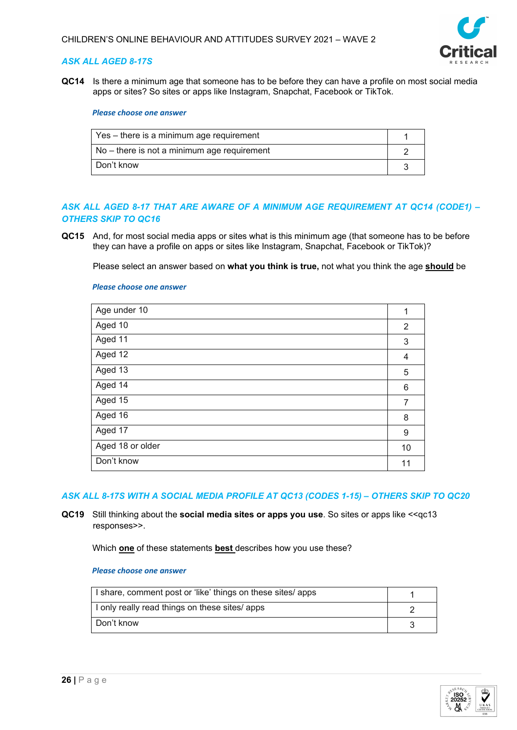***ASK ALL AGED 8-17S***

**QC14** Is there a minimum age that someone has to be before they can have a profile on most social media apps or sites? So sites or apps like Instagram, Snapchat, Facebook or TikTok.

***Please choose one answer***

| | |
|---|---|
| Yes – there is a minimum age requirement | 1 |
| No – there is not a minimum age requirement | 2 |
| Don't know | 3 |

***ASK ALL AGED 8-17 THAT ARE AWARE OF A MINIMUM AGE REQUIREMENT AT QC14 (CODE1) – OTHERS SKIP TO QC16***

**QC15** And, for most social media apps or sites what is this minimum age (that someone has to be before they can have a profile on apps or sites like Instagram, Snapchat, Facebook or TikTok)?

Please select an answer based on **what you think is true,** not what you think the age **<u>should</u>** be

***Please choose one answer***

| | |
|---|---|
| Age under 10 | 1 |
| Aged 10 | 2 |
| Aged 11 | 3 |
| Aged 12 | 4 |
| Aged 13 | 5 |
| Aged 14 | 6 |
| Aged 15 | 7 |
| Aged 16 | 8 |
| Aged 17 | 9 |
| Aged 18 or older | 10 |
| Don't know | 11 |

***ASK ALL 8-17S WITH A SOCIAL MEDIA PROFILE AT QC13 (CODES 1-15) – OTHERS SKIP TO QC20***

**QC19** Still thinking about the **social media sites or apps you use**. So sites or apps like <<qc13 responses>>.

Which **<u>one</u>** of these statements **<u>best</u>** describes how you use these?

***Please choose one answer***

| | |
|---|---|
| I share, comment post or 'like' things on these sites/ apps | 1 |
| I only really read things on these sites/ apps | 2 |
| Don't know | 3 |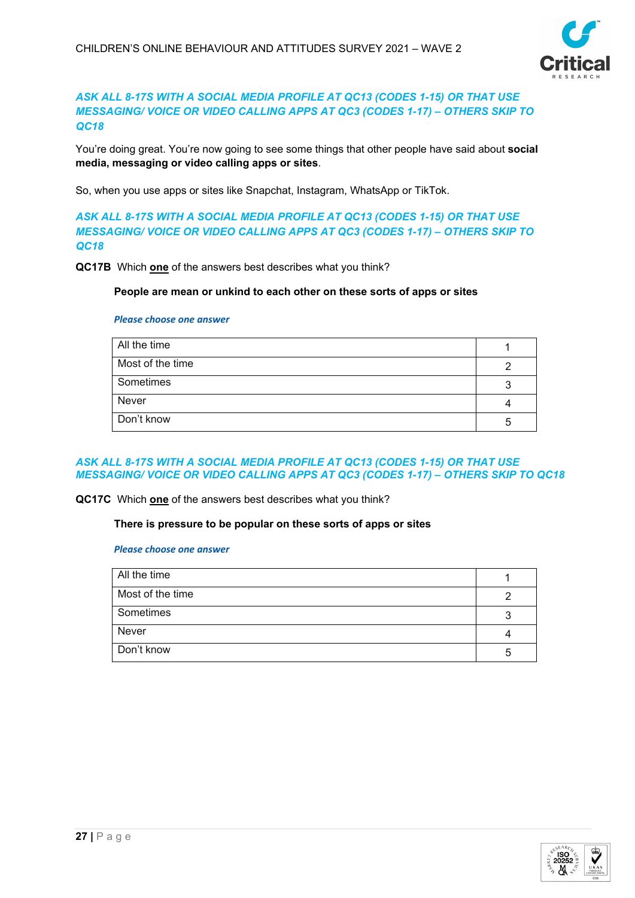***ASK ALL 8-17S WITH A SOCIAL MEDIA PROFILE AT QC13 (CODES 1-15) OR THAT USE MESSAGING/ VOICE OR VIDEO CALLING APPS AT QC3 (CODES 1-17) – OTHERS SKIP TO QC18***

You're doing great. You're now going to see some things that other people have said about **social media, messaging or video calling apps or sites**.

So, when you use apps or sites like Snapchat, Instagram, WhatsApp or TikTok.

***ASK ALL 8-17S WITH A SOCIAL MEDIA PROFILE AT QC13 (CODES 1-15) OR THAT USE MESSAGING/ VOICE OR VIDEO CALLING APPS AT QC3 (CODES 1-17) – OTHERS SKIP TO QC18***

**QC17B** Which **one** of the answers best describes what you think?

**People are mean or unkind to each other on these sorts of apps or sites**

***Please choose one answer***

| | |
|---|---|
| All the time | 1 |
| Most of the time | 2 |
| Sometimes | 3 |
| Never | 4 |
| Don't know | 5 |

***ASK ALL 8-17S WITH A SOCIAL MEDIA PROFILE AT QC13 (CODES 1-15) OR THAT USE MESSAGING/ VOICE OR VIDEO CALLING APPS AT QC3 (CODES 1-17) – OTHERS SKIP TO QC18***

**QC17C** Which **one** of the answers best describes what you think?

**There is pressure to be popular on these sorts of apps or sites**

***Please choose one answer***

| | |
|---|---|
| All the time | 1 |
| Most of the time | 2 |
| Sometimes | 3 |
| Never | 4 |
| Don't know | 5 |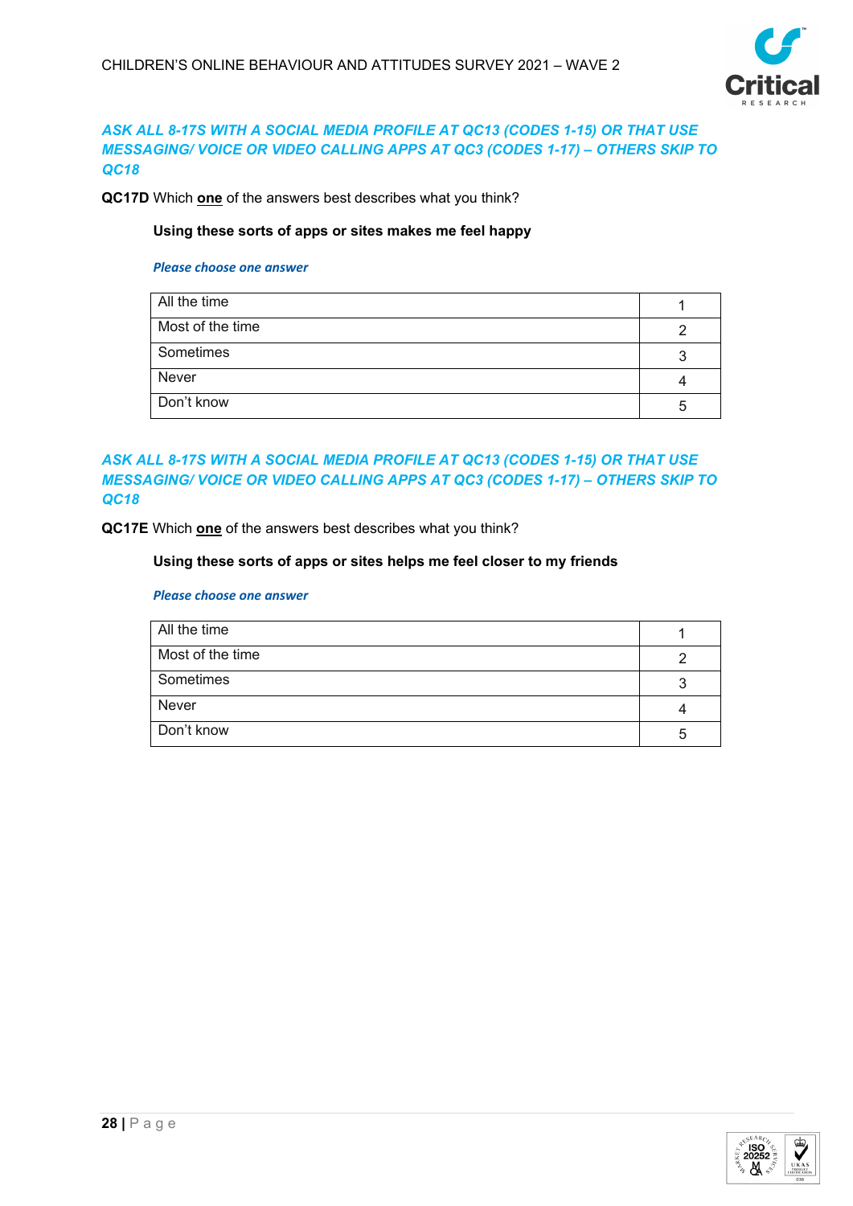***ASK ALL 8-17S WITH A SOCIAL MEDIA PROFILE AT QC13 (CODES 1-15) OR THAT USE MESSAGING/ VOICE OR VIDEO CALLING APPS AT QC3 (CODES 1-17) – OTHERS SKIP TO QC18***

**QC17D** Which **one** of the answers best describes what you think?

**Using these sorts of apps or sites makes me feel happy**

***Please choose one answer***

| | |
|---|---|
| All the time | 1 |
| Most of the time | 2 |
| Sometimes | 3 |
| Never | 4 |
| Don't know | 5 |

***ASK ALL 8-17S WITH A SOCIAL MEDIA PROFILE AT QC13 (CODES 1-15) OR THAT USE MESSAGING/ VOICE OR VIDEO CALLING APPS AT QC3 (CODES 1-17) – OTHERS SKIP TO QC18***

**QC17E** Which **one** of the answers best describes what you think?

**Using these sorts of apps or sites helps me feel closer to my friends**

***Please choose one answer***

| | |
|---|---|
| All the time | 1 |
| Most of the time | 2 |
| Sometimes | 3 |
| Never | 4 |
| Don't know | 5 |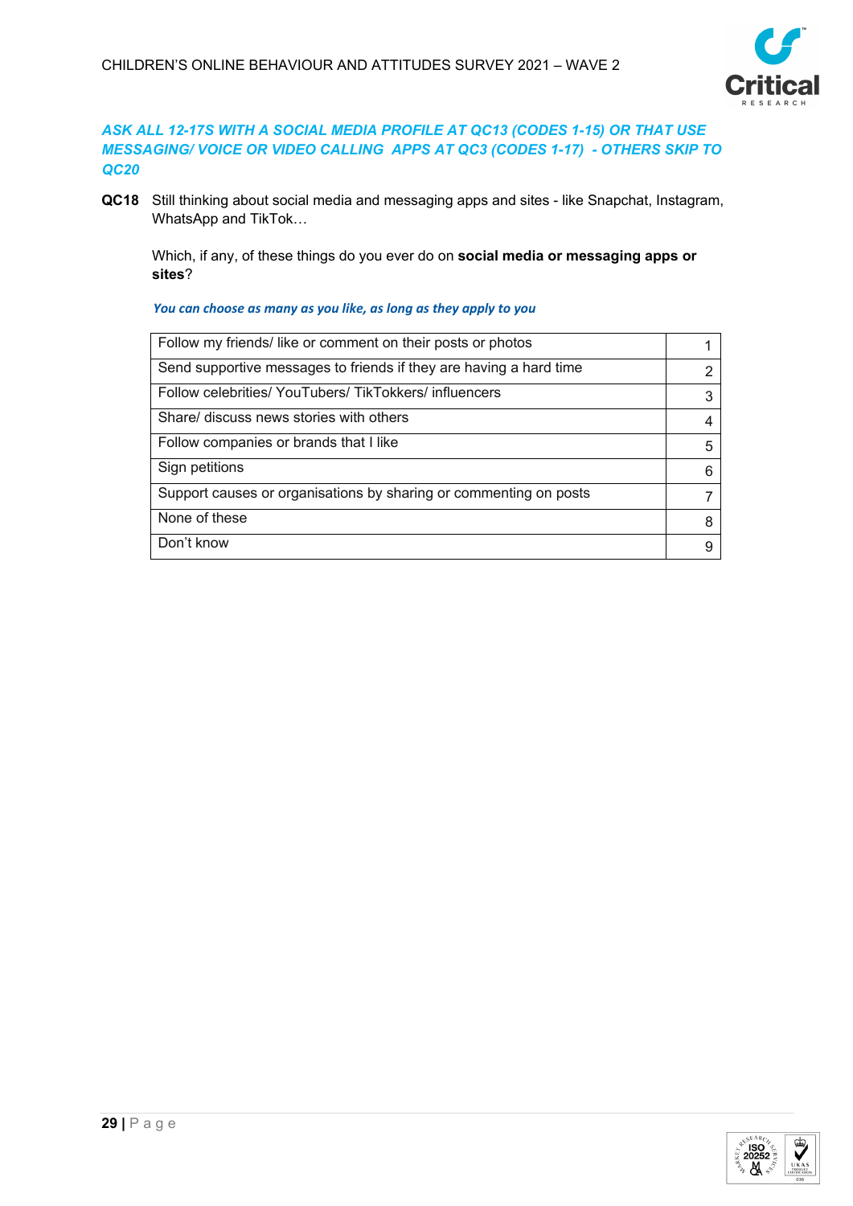***ASK ALL 12-17S WITH A SOCIAL MEDIA PROFILE AT QC13 (CODES 1-15) OR THAT USE MESSAGING/ VOICE OR VIDEO CALLING APPS AT QC3 (CODES 1-17) - OTHERS SKIP TO QC20***

**QC18** Still thinking about social media and messaging apps and sites - like Snapchat, Instagram, WhatsApp and TikTok…

Which, if any, of these things do you ever do on **social media or messaging apps or sites**?

***You can choose as many as you like, as long as they apply to you***

| | |
|---|---|
| Follow my friends/ like or comment on their posts or photos | 1 |
| Send supportive messages to friends if they are having a hard time | 2 |
| Follow celebrities/ YouTubers/ TikTokkers/ influencers | 3 |
| Share/ discuss news stories with others | 4 |
| Follow companies or brands that I like | 5 |
| Sign petitions | 6 |
| Support causes or organisations by sharing or commenting on posts | 7 |
| None of these | 8 |
| Don't know | 9 |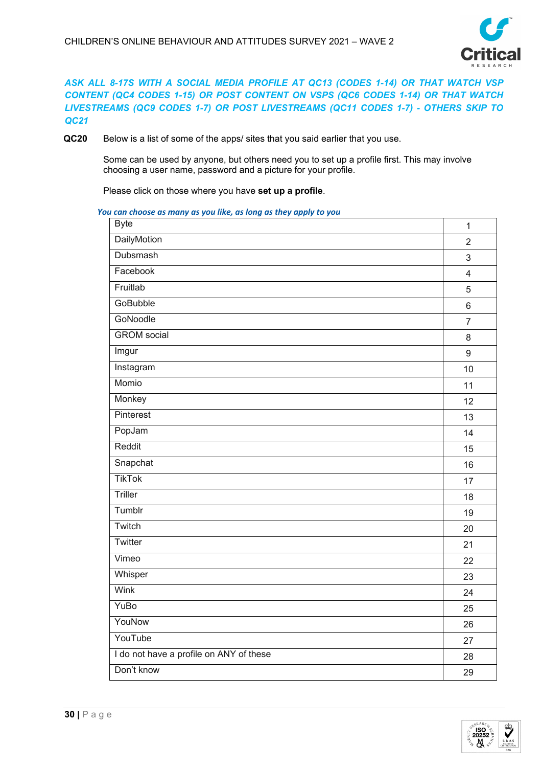*ASK ALL 8-17S WITH A SOCIAL MEDIA PROFILE AT QC13 (CODES 1-14) OR THAT WATCH VSP CONTENT (QC4 CODES 1-15) OR POST CONTENT ON VSPS (QC6 CODES 1-14) OR THAT WATCH LIVESTREAMS (QC9 CODES 1-7) OR POST LIVESTREAMS (QC11 CODES 1-7) - OTHERS SKIP TO QC21*

**QC20** Below is a list of some of the apps/ sites that you said earlier that you use.

Some can be used by anyone, but others need you to set up a profile first. This may involve choosing a user name, password and a picture for your profile.

Please click on those where you have **set up a profile**.

*You can choose as many as you like, as long as they apply to you*

| | |
|---|---|
| Byte | 1 |
| DailyMotion | 2 |
| Dubsmash | 3 |
| Facebook | 4 |
| Fruitlab | 5 |
| GoBubble | 6 |
| GoNoodle | 7 |
| GROM social | 8 |
| Imgur | 9 |
| Instagram | 10 |
| Momio | 11 |
| Monkey | 12 |
| Pinterest | 13 |
| PopJam | 14 |
| Reddit | 15 |
| Snapchat | 16 |
| TikTok | 17 |
| Triller | 18 |
| Tumblr | 19 |
| Twitch | 20 |
| Twitter | 21 |
| Vimeo | 22 |
| Whisper | 23 |
| Wink | 24 |
| YuBo | 25 |
| YouNow | 26 |
| YouTube | 27 |
| I do not have a profile on ANY of these | 28 |
| Don't know | 29 |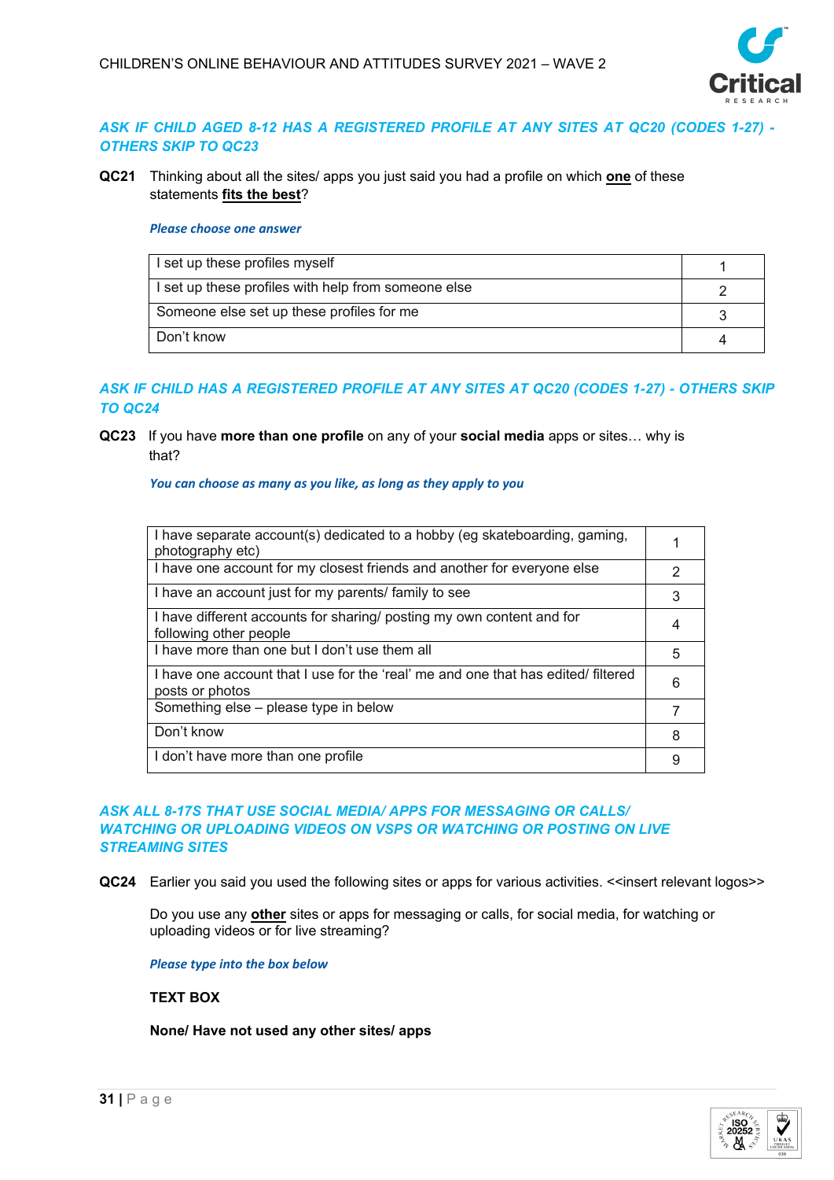*ASK IF CHILD AGED 8-12 HAS A REGISTERED PROFILE AT ANY SITES AT QC20 (CODES 1-27) - OTHERS SKIP TO QC23*

**QC21** Thinking about all the sites/ apps you just said you had a profile on which **one** of these statements **fits the best**?

*Please choose one answer*

| | |
|---|---|
| I set up these profiles myself | 1 |
| I set up these profiles with help from someone else | 2 |
| Someone else set up these profiles for me | 3 |
| Don't know | 4 |

*ASK IF CHILD HAS A REGISTERED PROFILE AT ANY SITES AT QC20 (CODES 1-27) - OTHERS SKIP TO QC24*

**QC23** If you have **more than one profile** on any of your **social media** apps or sites… why is that?

*You can choose as many as you like, as long as they apply to you*

| | |
|---|---|
| I have separate account(s) dedicated to a hobby (eg skateboarding, gaming, photography etc) | 1 |
| I have one account for my closest friends and another for everyone else | 2 |
| I have an account just for my parents/ family to see | 3 |
| I have different accounts for sharing/ posting my own content and for following other people | 4 |
| I have more than one but I don't use them all | 5 |
| I have one account that I use for the 'real' me and one that has edited/ filtered posts or photos | 6 |
| Something else – please type in below | 7 |
| Don't know | 8 |
| I don't have more than one profile | 9 |

*ASK ALL 8-17S THAT USE SOCIAL MEDIA/ APPS FOR MESSAGING OR CALLS/ WATCHING OR UPLOADING VIDEOS ON VSPS OR WATCHING OR POSTING ON LIVE STREAMING SITES*

**QC24** Earlier you said you used the following sites or apps for various activities. <<insert relevant logos>>

Do you use any **other** sites or apps for messaging or calls, for social media, for watching or uploading videos or for live streaming?

*Please type into the box below*

**TEXT BOX**

**None/ Have not used any other sites/ apps**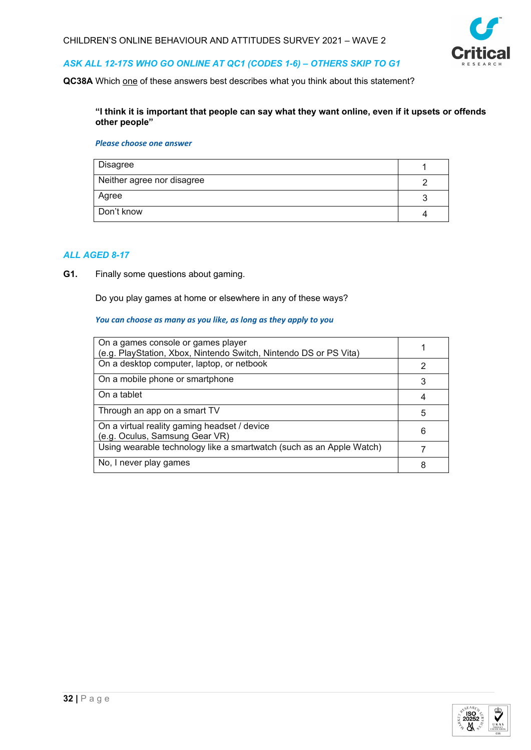*ASK ALL 12-17S WHO GO ONLINE AT QC1 (CODES 1-6) – OTHERS SKIP TO G1*

**QC38A** Which one of these answers best describes what you think about this statement?

**"I think it is important that people can say what they want online, even if it upsets or offends other people"**

*Please choose one answer*

| | |
|---|---|
| Disagree | 1 |
| Neither agree nor disagree | 2 |
| Agree | 3 |
| Don't know | 4 |

*ALL AGED 8-17*

**G1.** Finally some questions about gaming.

Do you play games at home or elsewhere in any of these ways?

*You can choose as many as you like, as long as they apply to you*

| | |
|---|---|
| On a games console or games player (e.g. PlayStation, Xbox, Nintendo Switch, Nintendo DS or PS Vita) | 1 |
| On a desktop computer, laptop, or netbook | 2 |
| On a mobile phone or smartphone | 3 |
| On a tablet | 4 |
| Through an app on a smart TV | 5 |
| On a virtual reality gaming headset / device (e.g. Oculus, Samsung Gear VR) | 6 |
| Using wearable technology like a smartwatch (such as an Apple Watch) | 7 |
| No, I never play games | 8 |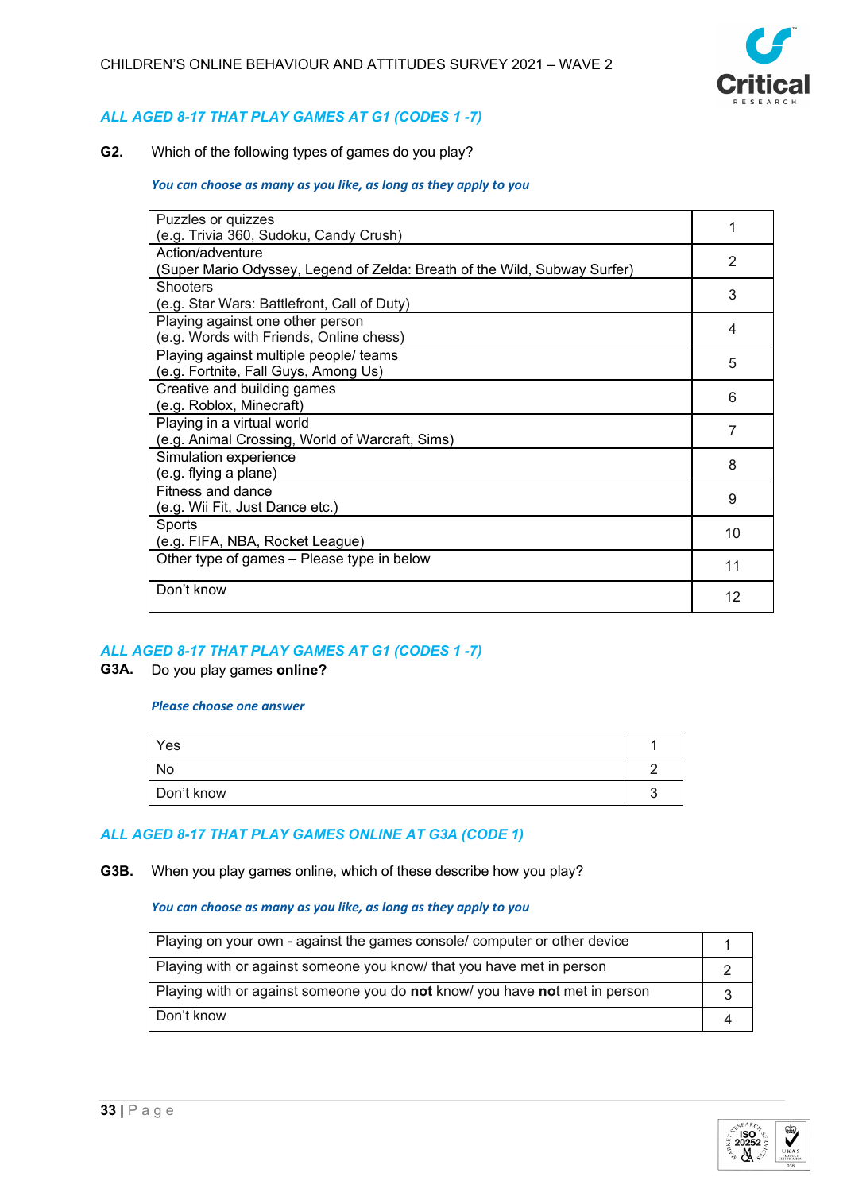*ALL AGED 8-17 THAT PLAY GAMES AT G1 (CODES 1 -7)*

**G2.** Which of the following types of games do you play?

*You can choose as many as you like, as long as they apply to you*

| | |
|---|---|
| Puzzles or quizzes (e.g. Trivia 360, Sudoku, Candy Crush) | 1 |
| Action/adventure (Super Mario Odyssey, Legend of Zelda: Breath of the Wild, Subway Surfer) | 2 |
| Shooters (e.g. Star Wars: Battlefront, Call of Duty) | 3 |
| Playing against one other person (e.g. Words with Friends, Online chess) | 4 |
| Playing against multiple people/ teams (e.g. Fortnite, Fall Guys, Among Us) | 5 |
| Creative and building games (e.g. Roblox, Minecraft) | 6 |
| Playing in a virtual world (e.g. Animal Crossing, World of Warcraft, Sims) | 7 |
| Simulation experience (e.g. flying a plane) | 8 |
| Fitness and dance (e.g. Wii Fit, Just Dance etc.) | 9 |
| Sports (e.g. FIFA, NBA, Rocket League) | 10 |
| Other type of games – Please type in below | 11 |
| Don't know | 12 |

*ALL AGED 8-17 THAT PLAY GAMES AT G1 (CODES 1 -7)*

**G3A.** Do you play games **online?**

*Please choose one answer*

| | |
|---|---|
| Yes | 1 |
| No | 2 |
| Don't know | 3 |

*ALL AGED 8-17 THAT PLAY GAMES ONLINE AT G3A (CODE 1)*

**G3B.** When you play games online, which of these describe how you play?

*You can choose as many as you like, as long as they apply to you*

| | |
|---|---|
| Playing on your own - against the games console/ computer or other device | 1 |
| Playing with or against someone you know/ that you have met in person | 2 |
| Playing with or against someone you do **not** know/ you have **no**t met in person | 3 |
| Don't know | 4 |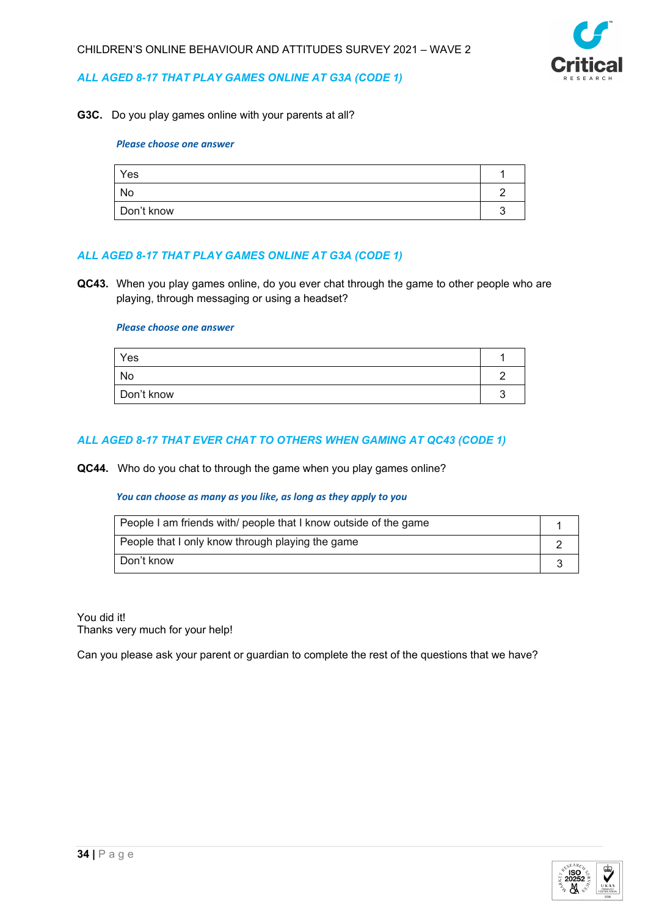***ALL AGED 8-17 THAT PLAY GAMES ONLINE AT G3A (CODE 1)***

**G3C.** Do you play games online with your parents at all?

***Please choose one answer***

| | |
|---|---|
| Yes | 1 |
| No | 2 |
| Don't know | 3 |

***ALL AGED 8-17 THAT PLAY GAMES ONLINE AT G3A (CODE 1)***

**QC43.** When you play games online, do you ever chat through the game to other people who are playing, through messaging or using a headset?

***Please choose one answer***

| | |
|---|---|
| Yes | 1 |
| No | 2 |
| Don't know | 3 |

***ALL AGED 8-17 THAT EVER CHAT TO OTHERS WHEN GAMING AT QC43 (CODE 1)***

**QC44.** Who do you chat to through the game when you play games online?

***You can choose as many as you like, as long as they apply to you***

| | |
|---|---|
| People I am friends with/ people that I know outside of the game | 1 |
| People that I only know through playing the game | 2 |
| Don't know | 3 |

You did it!
Thanks very much for your help!

Can you please ask your parent or guardian to complete the rest of the questions that we have?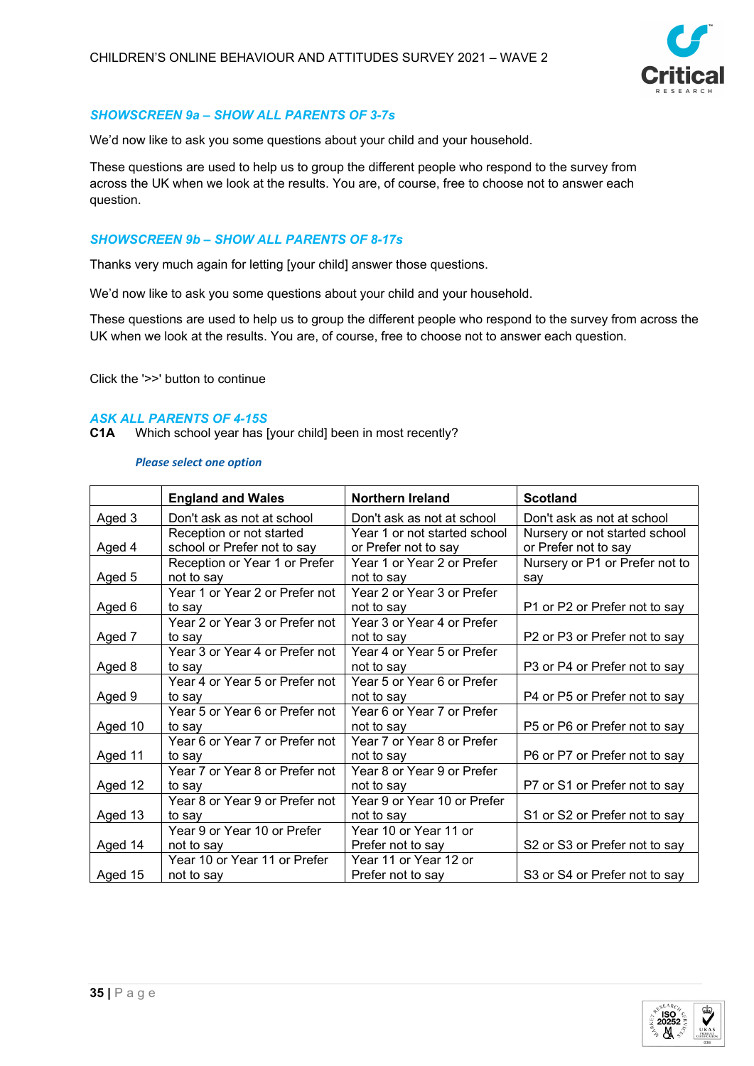#### *SHOWSCREEN 9a – SHOW ALL PARENTS OF 3-7s*

We'd now like to ask you some questions about your child and your household.

These questions are used to help us to group the different people who respond to the survey from across the UK when we look at the results. You are, of course, free to choose not to answer each question.

#### *SHOWSCREEN 9b – SHOW ALL PARENTS OF 8-17s*

Thanks very much again for letting [your child] answer those questions.

We'd now like to ask you some questions about your child and your household.

These questions are used to help us to group the different people who respond to the survey from across the UK when we look at the results. You are, of course, free to choose not to answer each question.

Click the '>>' button to continue

#### *ASK ALL PARENTS OF 4-15S*

**C1A** Which school year has [your child] been in most recently?

*Please select one option*

| | England and Wales | Northern Ireland | Scotland |
|---|---|---|---|
| Aged 3 | Don't ask as not at school | Don't ask as not at school | Don't ask as not at school |
| Aged 4 | Reception or not started school or Prefer not to say | Year 1 or not started school or Prefer not to say | Nursery or not started school or Prefer not to say |
| Aged 5 | Reception or Year 1 or Prefer not to say | Year 1 or Year 2 or Prefer not to say | Nursery or P1 or Prefer not to say |
| Aged 6 | Year 1 or Year 2 or Prefer not to say | Year 2 or Year 3 or Prefer not to say | P1 or P2 or Prefer not to say |
| Aged 7 | Year 2 or Year 3 or Prefer not to say | Year 3 or Year 4 or Prefer not to say | P2 or P3 or Prefer not to say |
| Aged 8 | Year 3 or Year 4 or Prefer not to say | Year 4 or Year 5 or Prefer not to say | P3 or P4 or Prefer not to say |
| Aged 9 | Year 4 or Year 5 or Prefer not to say | Year 5 or Year 6 or Prefer not to say | P4 or P5 or Prefer not to say |
| Aged 10 | Year 5 or Year 6 or Prefer not to say | Year 6 or Year 7 or Prefer not to say | P5 or P6 or Prefer not to say |
| Aged 11 | Year 6 or Year 7 or Prefer not to say | Year 7 or Year 8 or Prefer not to say | P6 or P7 or Prefer not to say |
| Aged 12 | Year 7 or Year 8 or Prefer not to say | Year 8 or Year 9 or Prefer not to say | P7 or S1 or Prefer not to say |
| Aged 13 | Year 8 or Year 9 or Prefer not to say | Year 9 or Year 10 or Prefer not to say | S1 or S2 or Prefer not to say |
| Aged 14 | Year 9 or Year 10 or Prefer not to say | Year 10 or Year 11 or Prefer not to say | S2 or S3 or Prefer not to say |
| Aged 15 | Year 10 or Year 11 or Prefer not to say | Year 11 or Year 12 or Prefer not to say | S3 or S4 or Prefer not to say |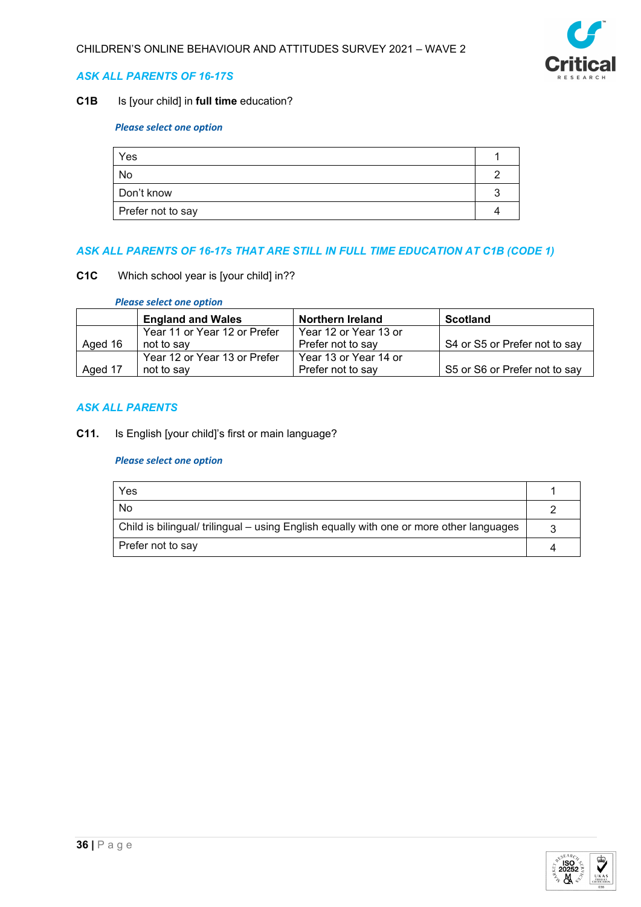*ASK ALL PARENTS OF 16-17S*

**C1B** Is [your child] in **full time** education?

*Please select one option*

| | |
|---|---|
| Yes | 1 |
| No | 2 |
| Don't know | 3 |
| Prefer not to say | 4 |

*ASK ALL PARENTS OF 16-17s THAT ARE STILL IN FULL TIME EDUCATION AT C1B (CODE 1)*

**C1C** Which school year is [your child] in??

*Please select one option*

| | England and Wales | Northern Ireland | Scotland |
|---|---|---|---|
| Aged 16 | Year 11 or Year 12 or Prefer not to say | Year 12 or Year 13 or Prefer not to say | S4 or S5 or Prefer not to say |
| Aged 17 | Year 12 or Year 13 or Prefer not to say | Year 13 or Year 14 or Prefer not to say | S5 or S6 or Prefer not to say |

*ASK ALL PARENTS*

**C11.** Is English [your child]'s first or main language?

*Please select one option*

| | |
|---|---|
| Yes | 1 |
| No | 2 |
| Child is bilingual/ trilingual – using English equally with one or more other languages | 3 |
| Prefer not to say | 4 |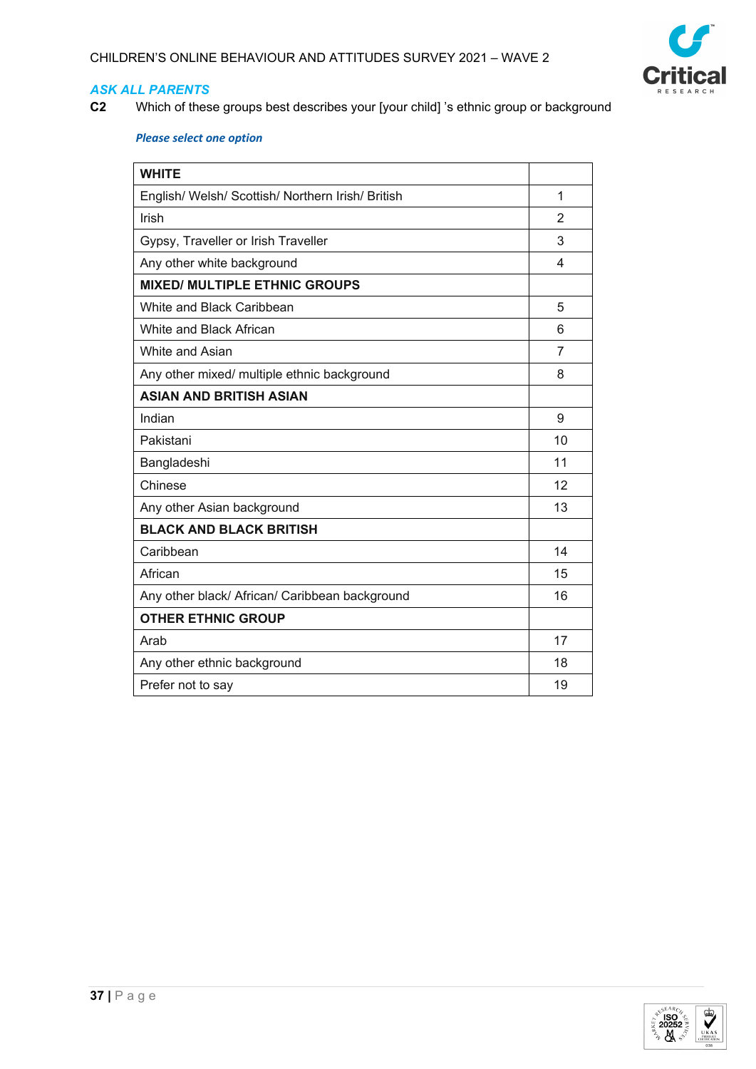*ASK ALL PARENTS*

**C2** Which of these groups best describes your [your child] 's ethnic group or background

***Please select one option***

| **WHITE** | |
|---|---|
| English/ Welsh/ Scottish/ Northern Irish/ British | 1 |
| Irish | 2 |
| Gypsy, Traveller or Irish Traveller | 3 |
| Any other white background | 4 |
| **MIXED/ MULTIPLE ETHNIC GROUPS** | |
| White and Black Caribbean | 5 |
| White and Black African | 6 |
| White and Asian | 7 |
| Any other mixed/ multiple ethnic background | 8 |
| **ASIAN AND BRITISH ASIAN** | |
| Indian | 9 |
| Pakistani | 10 |
| Bangladeshi | 11 |
| Chinese | 12 |
| Any other Asian background | 13 |
| **BLACK AND BLACK BRITISH** | |
| Caribbean | 14 |
| African | 15 |
| Any other black/ African/ Caribbean background | 16 |
| **OTHER ETHNIC GROUP** | |
| Arab | 17 |
| Any other ethnic background | 18 |
| Prefer not to say | 19 |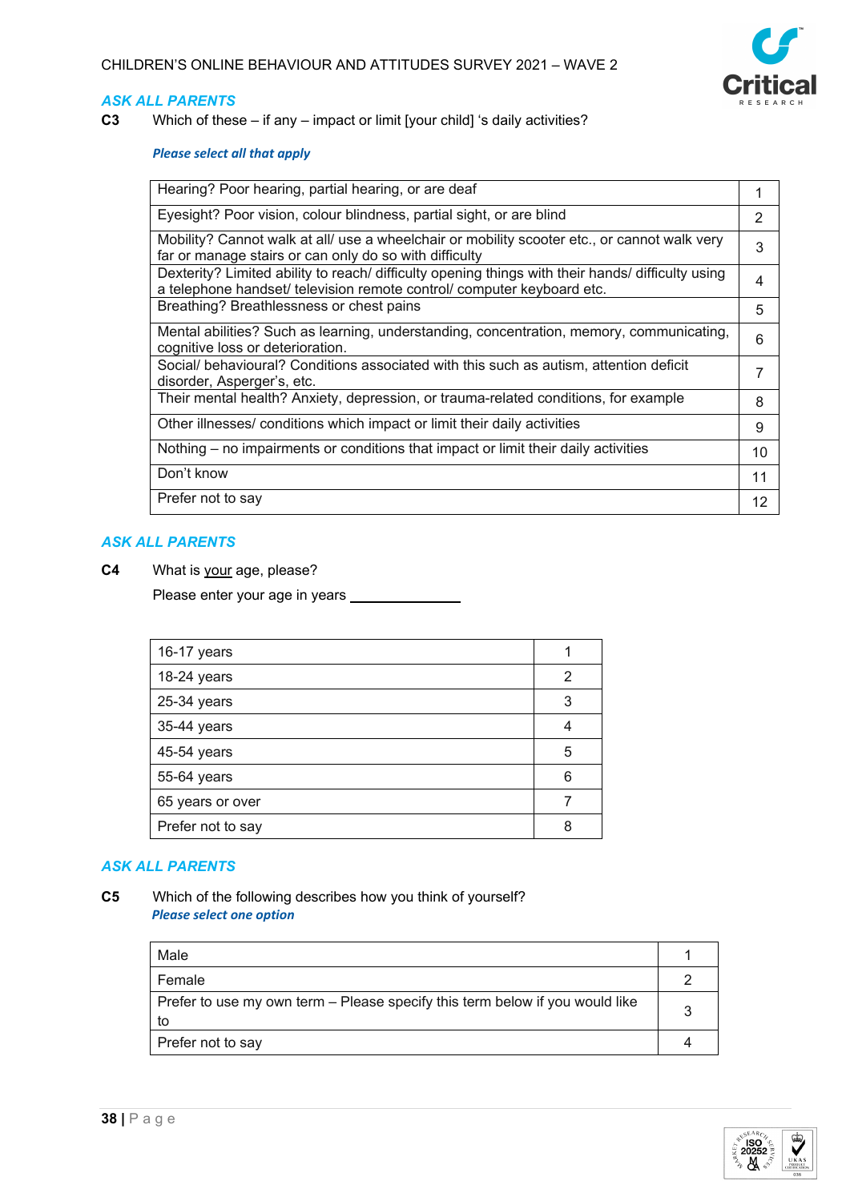***ASK ALL PARENTS***

**C3** Which of these – if any – impact or limit [your child] 's daily activities?

***Please select all that apply***

| | |
|---|---|
| Hearing? Poor hearing, partial hearing, or are deaf | 1 |
| Eyesight? Poor vision, colour blindness, partial sight, or are blind | 2 |
| Mobility? Cannot walk at all/ use a wheelchair or mobility scooter etc., or cannot walk very far or manage stairs or can only do so with difficulty | 3 |
| Dexterity? Limited ability to reach/ difficulty opening things with their hands/ difficulty using a telephone handset/ television remote control/ computer keyboard etc. | 4 |
| Breathing? Breathlessness or chest pains | 5 |
| Mental abilities? Such as learning, understanding, concentration, memory, communicating, cognitive loss or deterioration. | 6 |
| Social/ behavioural? Conditions associated with this such as autism, attention deficit disorder, Asperger's, etc. | 7 |
| Their mental health? Anxiety, depression, or trauma-related conditions, for example | 8 |
| Other illnesses/ conditions which impact or limit their daily activities | 9 |
| Nothing – no impairments or conditions that impact or limit their daily activities | 10 |
| Don't know | 11 |
| Prefer not to say | 12 |

***ASK ALL PARENTS***

**C4** What is <u>your</u> age, please?

Please enter your age in years ______________

| | |
|---|---|
| 16-17 years | 1 |
| 18-24 years | 2 |
| 25-34 years | 3 |
| 35-44 years | 4 |
| 45-54 years | 5 |
| 55-64 years | 6 |
| 65 years or over | 7 |
| Prefer not to say | 8 |

***ASK ALL PARENTS***

**C5** Which of the following describes how you think of yourself?

***Please select one option***

| | |
|---|---|
| Male | 1 |
| Female | 2 |
| Prefer to use my own term – Please specify this term below if you would like to | 3 |
| Prefer not to say | 4 |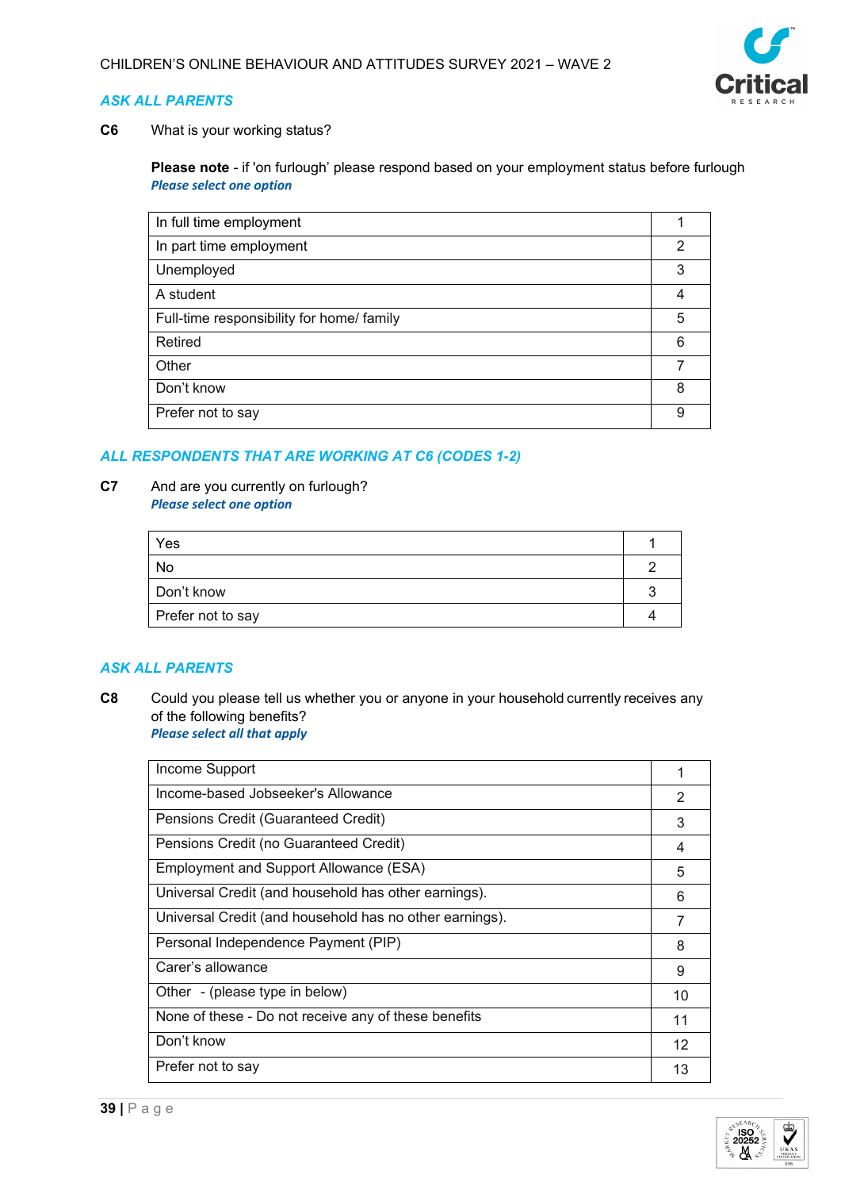***ASK ALL PARENTS***

**C6** What is your working status?

**Please note** - if 'on furlough' please respond based on your employment status before furlough
***Please select one option***

| | |
|---|---|
| In full time employment | 1 |
| In part time employment | 2 |
| Unemployed | 3 |
| A student | 4 |
| Full-time responsibility for home/ family | 5 |
| Retired | 6 |
| Other | 7 |
| Don't know | 8 |
| Prefer not to say | 9 |

***ALL RESPONDENTS THAT ARE WORKING AT C6 (CODES 1-2)***

**C7** And are you currently on furlough?
***Please select one option***

| | |
|---|---|
| Yes | 1 |
| No | 2 |
| Don't know | 3 |
| Prefer not to say | 4 |

***ASK ALL PARENTS***

**C8** Could you please tell us whether you or anyone in your household currently receives any of the following benefits?
***Please select all that apply***

| | |
|---|---|
| Income Support | 1 |
| Income-based Jobseeker's Allowance | 2 |
| Pensions Credit (Guaranteed Credit) | 3 |
| Pensions Credit (no Guaranteed Credit) | 4 |
| Employment and Support Allowance (ESA) | 5 |
| Universal Credit (and household has other earnings). | 6 |
| Universal Credit (and household has no other earnings). | 7 |
| Personal Independence Payment (PIP) | 8 |
| Carer's allowance | 9 |
| Other - (please type in below) | 10 |
| None of these - Do not receive any of these benefits | 11 |
| Don't know | 12 |
| Prefer not to say | 13 |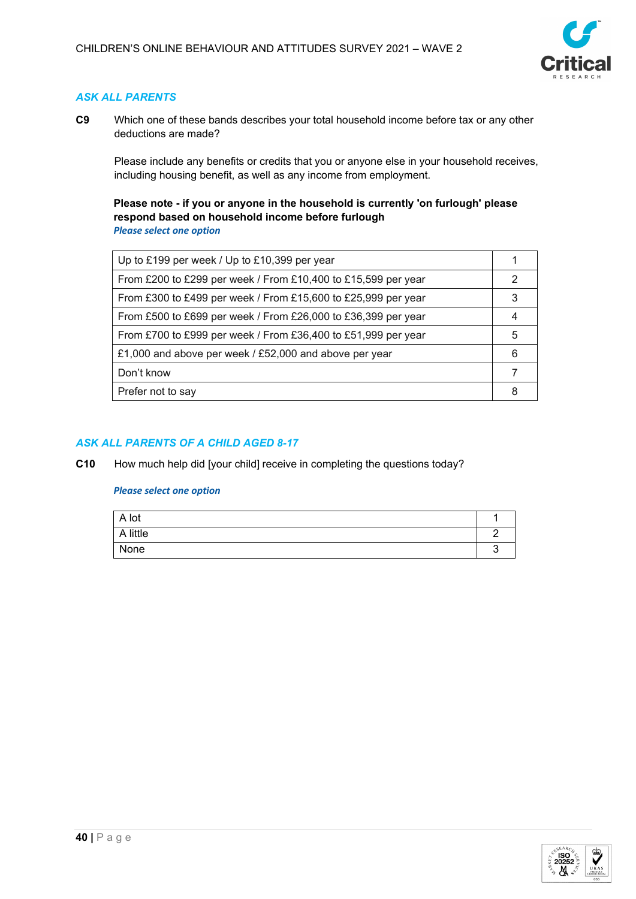*ASK ALL PARENTS*

**C9** Which one of these bands describes your total household income before tax or any other deductions are made?

Please include any benefits or credits that you or anyone else in your household receives, including housing benefit, as well as any income from employment.

**Please note - if you or anyone in the household is currently 'on furlough' please respond based on household income before furlough**

***Please select one option***

| | |
|---|---|
| Up to £199 per week / Up to £10,399 per year | 1 |
| From £200 to £299 per week / From £10,400 to £15,599 per year | 2 |
| From £300 to £499 per week / From £15,600 to £25,999 per year | 3 |
| From £500 to £699 per week / From £26,000 to £36,399 per year | 4 |
| From £700 to £999 per week / From £36,400 to £51,999 per year | 5 |
| £1,000 and above per week / £52,000 and above per year | 6 |
| Don't know | 7 |
| Prefer not to say | 8 |

*ASK ALL PARENTS OF A CHILD AGED 8-17*

**C10** How much help did [your child] receive in completing the questions today?

***Please select one option***

| | |
|---|---|
| A lot | 1 |
| A little | 2 |
| None | 3 |